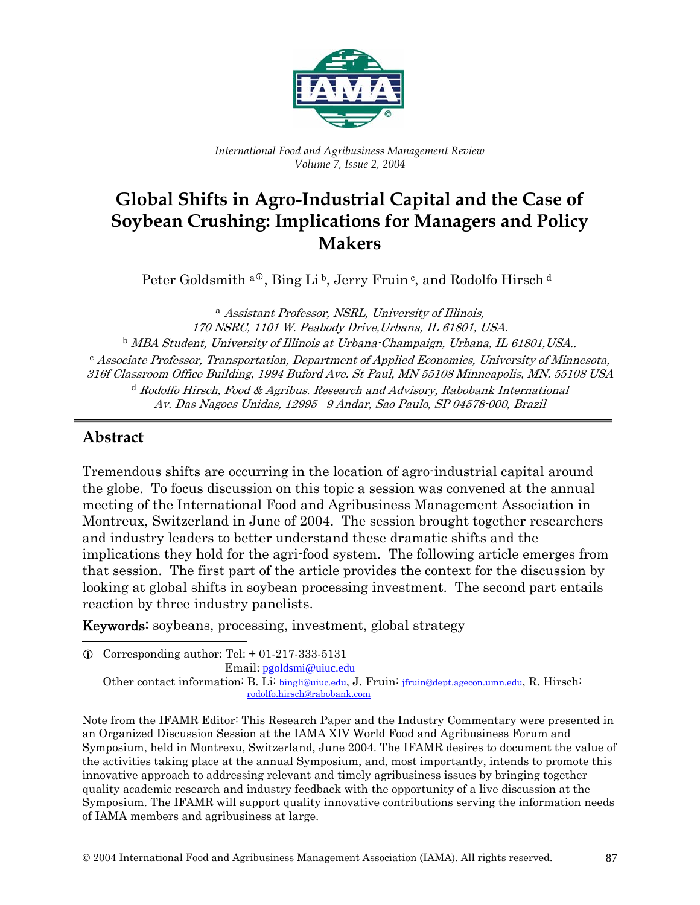*International Food and Agribusiness Management Review*
*Volume 7, Issue 2, 2004*

# Global Shifts in Agro-Industrial Capital and the Case of Soybean Crushing: Implications for Managers and Policy Makers

Peter Goldsmith [a]①, Bing Li [b], Jerry Fruin [c], and Rodolfo Hirsch [d]

[a] *Assistant Professor, NSRL, University of Illinois, 170 NSRC, 1101 W. Peabody Drive, Urbana, IL 61801, USA.*
[b] *MBA Student, University of Illinois at Urbana-Champaign, Urbana, IL 61801, USA..*
[c] *Associate Professor, Transportation, Department of Applied Economics, University of Minnesota, 316f Classroom Office Building, 1994 Buford Ave. St Paul, MN 55108 Minneapolis, MN. 55108 USA*
[d] *Rodolfo Hirsch, Food & Agribus. Research and Advisory, Rabobank International Av. Das Nagoes Unidas, 12995 9 Andar, Sao Paulo, SP 04578-000, Brazil*

## Abstract

Tremendous shifts are occurring in the location of agro-industrial capital around the globe. To focus discussion on this topic a session was convened at the annual meeting of the International Food and Agribusiness Management Association in Montreux, Switzerland in June of 2004. The session brought together researchers and industry leaders to better understand these dramatic shifts and the implications they hold for the agri-food system. The following article emerges from that session. The first part of the article provides the context for the discussion by looking at global shifts in soybean processing investment. The second part entails reaction by three industry panelists.

**Keywords:** soybeans, processing, investment, global strategy

① Corresponding author: Tel: + 01-217-333-5131
Email: pgoldsmi@uiuc.edu
Other contact information: B. Li: bingli@uiuc.edu, J. Fruin: jfruin@dept.agecon.umn.edu, R. Hirsch: rodolfo.hirsch@rabobank.com

Note from the IFAMR Editor: This Research Paper and the Industry Commentary were presented in an Organized Discussion Session at the IAMA XIV World Food and Agribusiness Forum and Symposium, held in Montrexu, Switzerland, June 2004. The IFAMR desires to document the value of the activities taking place at the annual Symposium, and, most importantly, intends to promote this innovative approach to addressing relevant and timely agribusiness issues by bringing together quality academic research and industry feedback with the opportunity of a live discussion at the Symposium. The IFAMR will support quality innovative contributions serving the information needs of IAMA members and agribusiness at large.

© 2004 International Food and Agribusiness Management Association (IAMA). All rights reserved.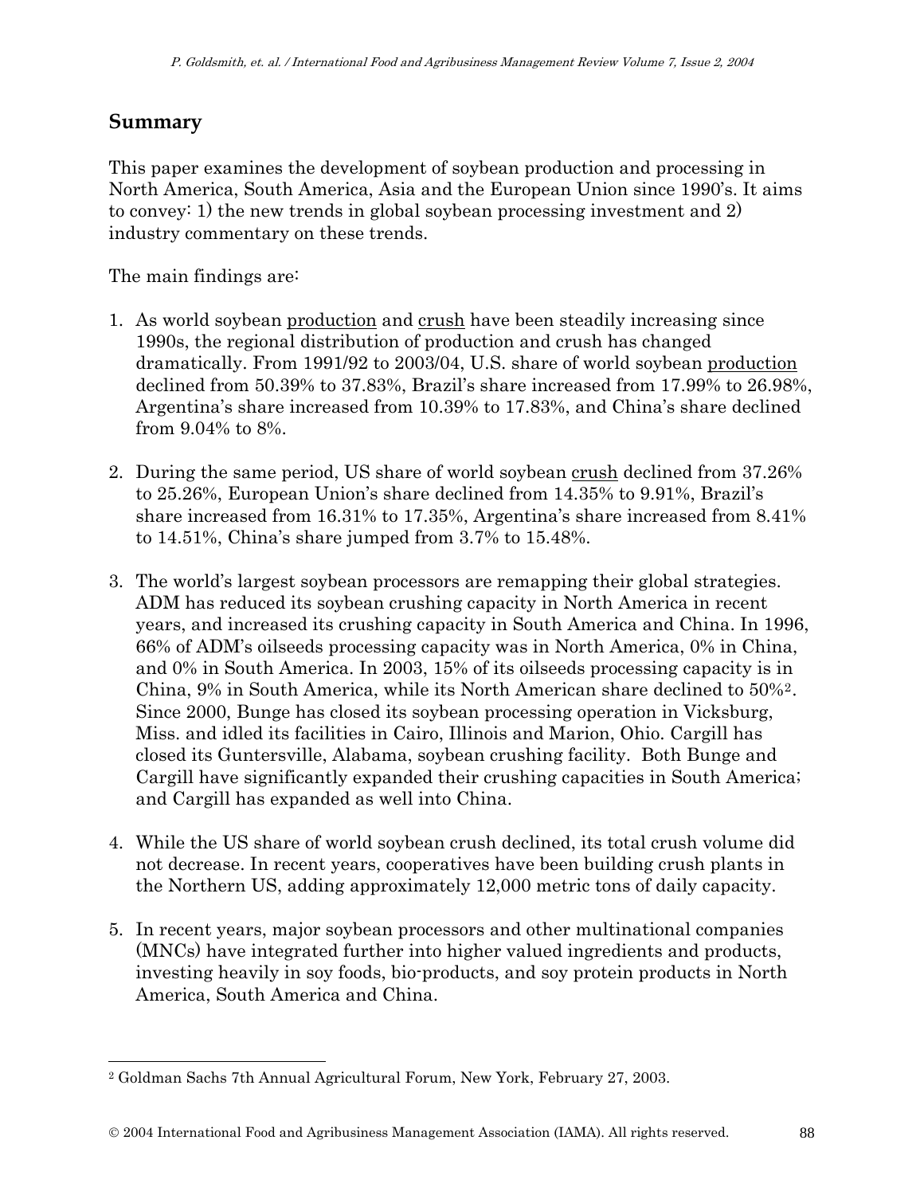## Summary

This paper examines the development of soybean production and processing in North America, South America, Asia and the European Union since 1990's. It aims to convey: 1) the new trends in global soybean processing investment and 2) industry commentary on these trends.

The main findings are:

1. As world soybean <u>production</u> and <u>crush</u> have been steadily increasing since 1990s, the regional distribution of production and crush has changed dramatically. From 1991/92 to 2003/04, U.S. share of world soybean <u>production</u> declined from 50.39% to 37.83%, Brazil's share increased from 17.99% to 26.98%, Argentina's share increased from 10.39% to 17.83%, and China's share declined from 9.04% to 8%.

2. During the same period, US share of world soybean <u>crush</u> declined from 37.26% to 25.26%, European Union's share declined from 14.35% to 9.91%, Brazil's share increased from 16.31% to 17.35%, Argentina's share increased from 8.41% to 14.51%, China's share jumped from 3.7% to 15.48%.

3. The world's largest soybean processors are remapping their global strategies. ADM has reduced its soybean crushing capacity in North America in recent years, and increased its crushing capacity in South America and China. In 1996, 66% of ADM's oilseeds processing capacity was in North America, 0% in China, and 0% in South America. In 2003, 15% of its oilseeds processing capacity is in China, 9% in South America, while its North American share declined to 50%[2]. Since 2000, Bunge has closed its soybean processing operation in Vicksburg, Miss. and idled its facilities in Cairo, Illinois and Marion, Ohio. Cargill has closed its Guntersville, Alabama, soybean crushing facility. Both Bunge and Cargill have significantly expanded their crushing capacities in South America; and Cargill has expanded as well into China.

4. While the US share of world soybean crush declined, its total crush volume did not decrease. In recent years, cooperatives have been building crush plants in the Northern US, adding approximately 12,000 metric tons of daily capacity.

5. In recent years, major soybean processors and other multinational companies (MNCs) have integrated further into higher valued ingredients and products, investing heavily in soy foods, bio-products, and soy protein products in North America, South America and China.

---

[2] Goldman Sachs 7th Annual Agricultural Forum, New York, February 27, 2003.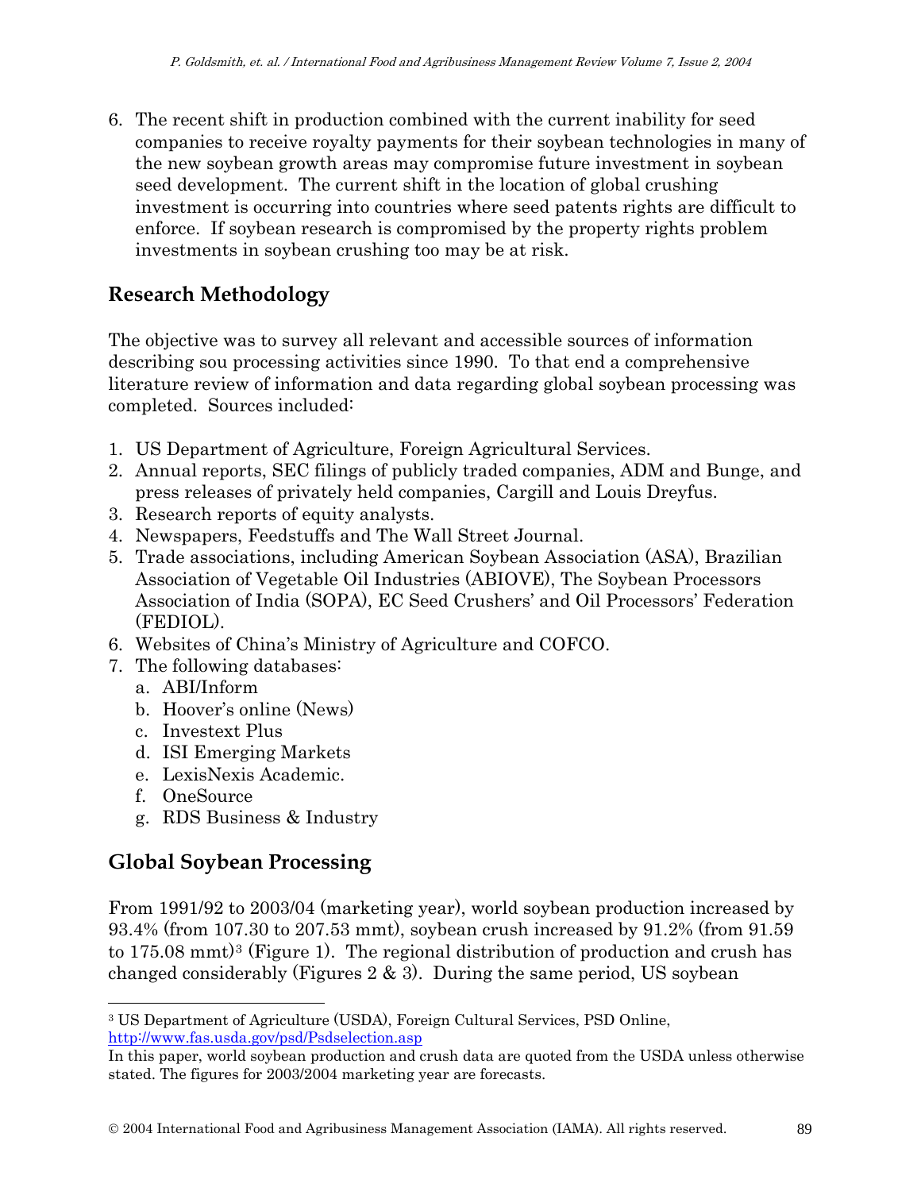6. The recent shift in production combined with the current inability for seed companies to receive royalty payments for their soybean technologies in many of the new soybean growth areas may compromise future investment in soybean seed development. The current shift in the location of global crushing investment is occurring into countries where seed patents rights are difficult to enforce. If soybean research is compromised by the property rights problem investments in soybean crushing too may be at risk.

## Research Methodology

The objective was to survey all relevant and accessible sources of information describing sou processing activities since 1990. To that end a comprehensive literature review of information and data regarding global soybean processing was completed. Sources included:

1. US Department of Agriculture, Foreign Agricultural Services.
2. Annual reports, SEC filings of publicly traded companies, ADM and Bunge, and press releases of privately held companies, Cargill and Louis Dreyfus.
3. Research reports of equity analysts.
4. Newspapers, Feedstuffs and The Wall Street Journal.
5. Trade associations, including American Soybean Association (ASA), Brazilian Association of Vegetable Oil Industries (ABIOVE), The Soybean Processors Association of India (SOPA), EC Seed Crushers' and Oil Processors' Federation (FEDIOL).
6. Websites of China's Ministry of Agriculture and COFCO.
7. The following databases:
   a. ABI/Inform
   b. Hoover's online (News)
   c. Investext Plus
   d. ISI Emerging Markets
   e. LexisNexis Academic.
   f. OneSource
   g. RDS Business & Industry

## Global Soybean Processing

From 1991/92 to 2003/04 (marketing year), world soybean production increased by 93.4% (from 107.30 to 207.53 mmt), soybean crush increased by 91.2% (from 91.59 to 175.08 mmt)[3] (Figure 1). The regional distribution of production and crush has changed considerably (Figures 2 & 3). During the same period, US soybean

---

[3] US Department of Agriculture (USDA), Foreign Cultural Services, PSD Online, http://www.fas.usda.gov/psd/Psdselection.asp

In this paper, world soybean production and crush data are quoted from the USDA unless otherwise stated. The figures for 2003/2004 marketing year are forecasts.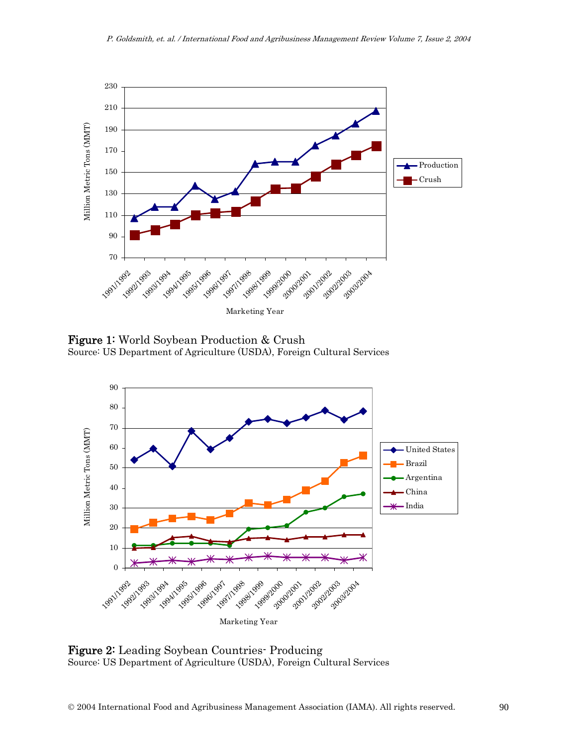**Figure 1:** World Soybean Production & Crush
Source: US Department of Agriculture (USDA), Foreign Cultural Services

**Figure 2:** Leading Soybean Countries- Producing
Source: US Department of Agriculture (USDA), Foreign Cultural Services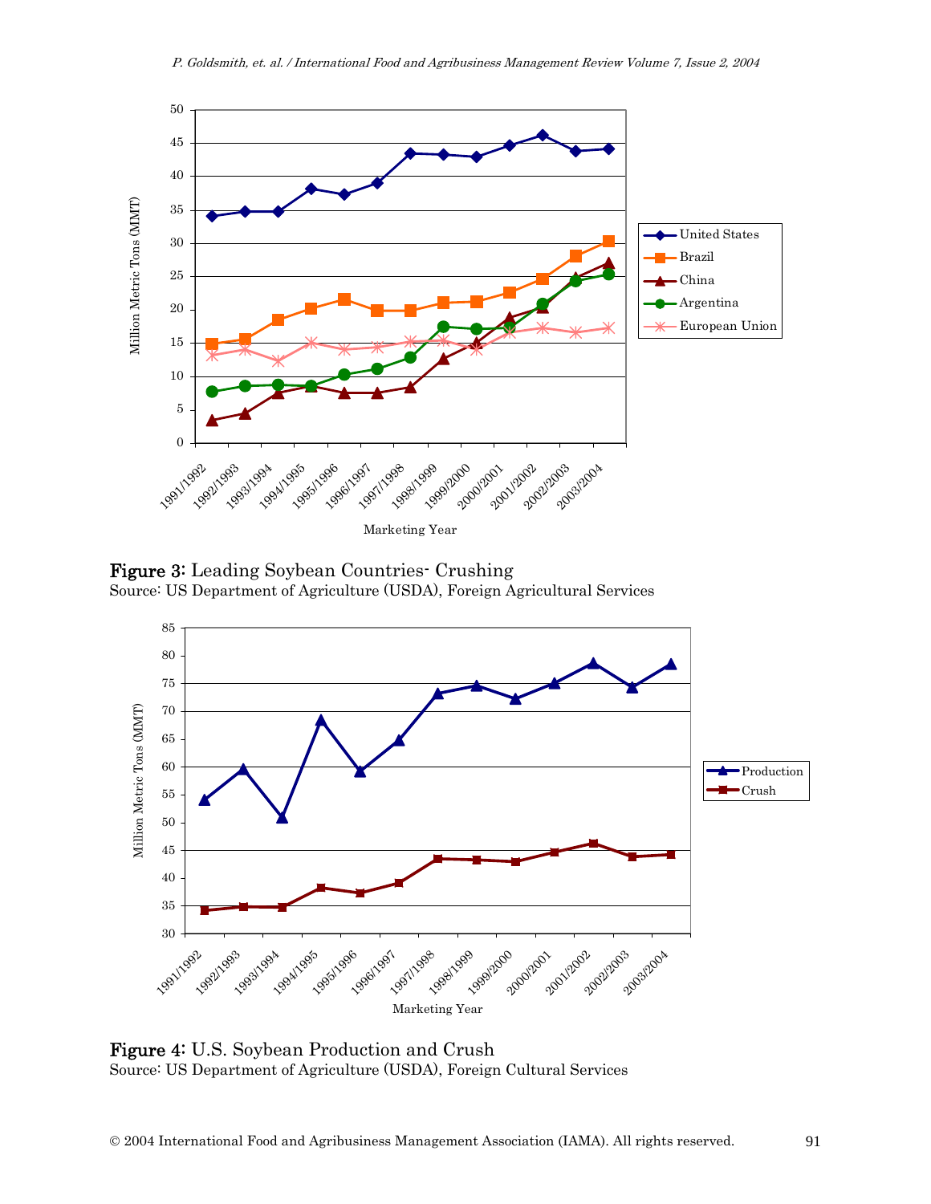**Figure 3:** Leading Soybean Countries- Crushing
Source: US Department of Agriculture (USDA), Foreign Agricultural Services

**Figure 4:** U.S. Soybean Production and Crush
Source: US Department of Agriculture (USDA), Foreign Cultural Services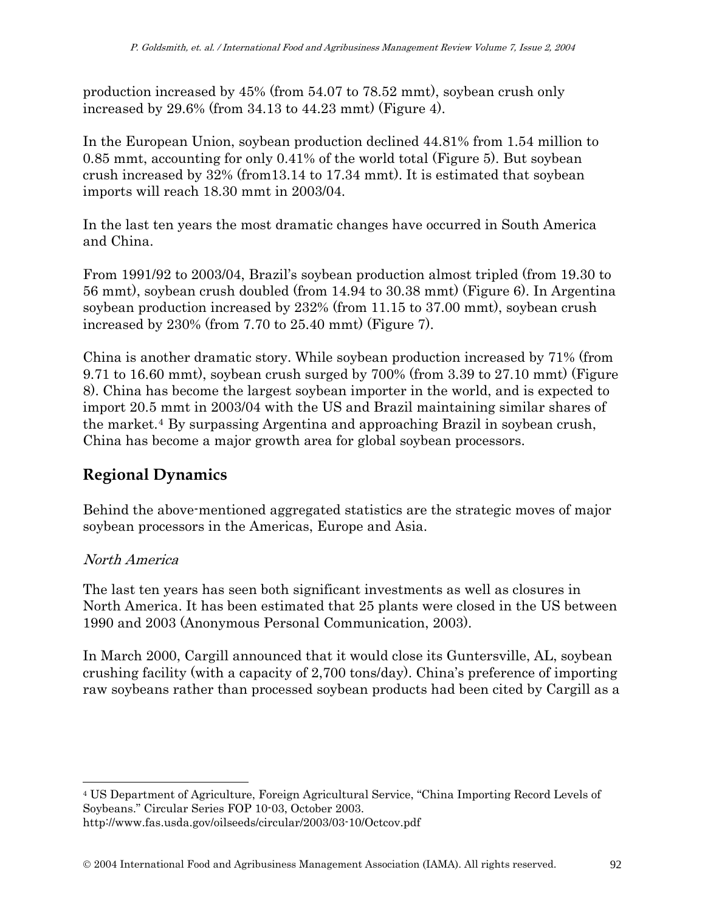production increased by 45% (from 54.07 to 78.52 mmt), soybean crush only increased by 29.6% (from 34.13 to 44.23 mmt) (Figure 4).

In the European Union, soybean production declined 44.81% from 1.54 million to 0.85 mmt, accounting for only 0.41% of the world total (Figure 5). But soybean crush increased by 32% (from13.14 to 17.34 mmt). It is estimated that soybean imports will reach 18.30 mmt in 2003/04.

In the last ten years the most dramatic changes have occurred in South America and China.

From 1991/92 to 2003/04, Brazil's soybean production almost tripled (from 19.30 to 56 mmt), soybean crush doubled (from 14.94 to 30.38 mmt) (Figure 6). In Argentina soybean production increased by 232% (from 11.15 to 37.00 mmt), soybean crush increased by 230% (from 7.70 to 25.40 mmt) (Figure 7).

China is another dramatic story. While soybean production increased by 71% (from 9.71 to 16.60 mmt), soybean crush surged by 700% (from 3.39 to 27.10 mmt) (Figure 8). China has become the largest soybean importer in the world, and is expected to import 20.5 mmt in 2003/04 with the US and Brazil maintaining similar shares of the market.[4] By surpassing Argentina and approaching Brazil in soybean crush, China has become a major growth area for global soybean processors.

## Regional Dynamics

Behind the above-mentioned aggregated statistics are the strategic moves of major soybean processors in the Americas, Europe and Asia.

### *North America*

The last ten years has seen both significant investments as well as closures in North America. It has been estimated that 25 plants were closed in the US between 1990 and 2003 (Anonymous Personal Communication, 2003).

In March 2000, Cargill announced that it would close its Guntersville, AL, soybean crushing facility (with a capacity of 2,700 tons/day). China's preference of importing raw soybeans rather than processed soybean products had been cited by Cargill as a

---

[4] US Department of Agriculture, Foreign Agricultural Service, "China Importing Record Levels of Soybeans." Circular Series FOP 10-03, October 2003.
http://www.fas.usda.gov/oilseeds/circular/2003/03-10/Octcov.pdf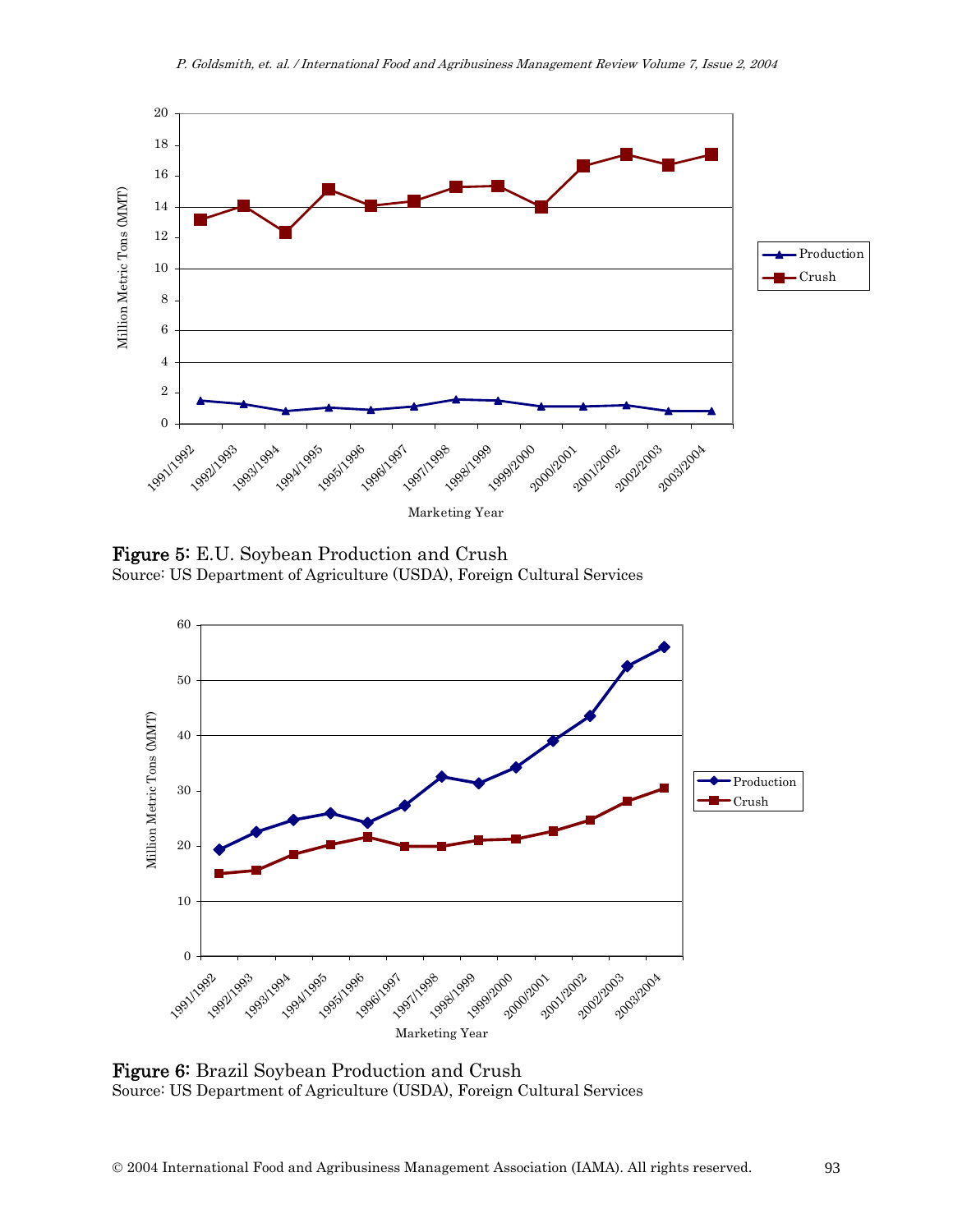**Figure 5:** E.U. Soybean Production and Crush
Source: US Department of Agriculture (USDA), Foreign Cultural Services

**Figure 6:** Brazil Soybean Production and Crush
Source: US Department of Agriculture (USDA), Foreign Cultural Services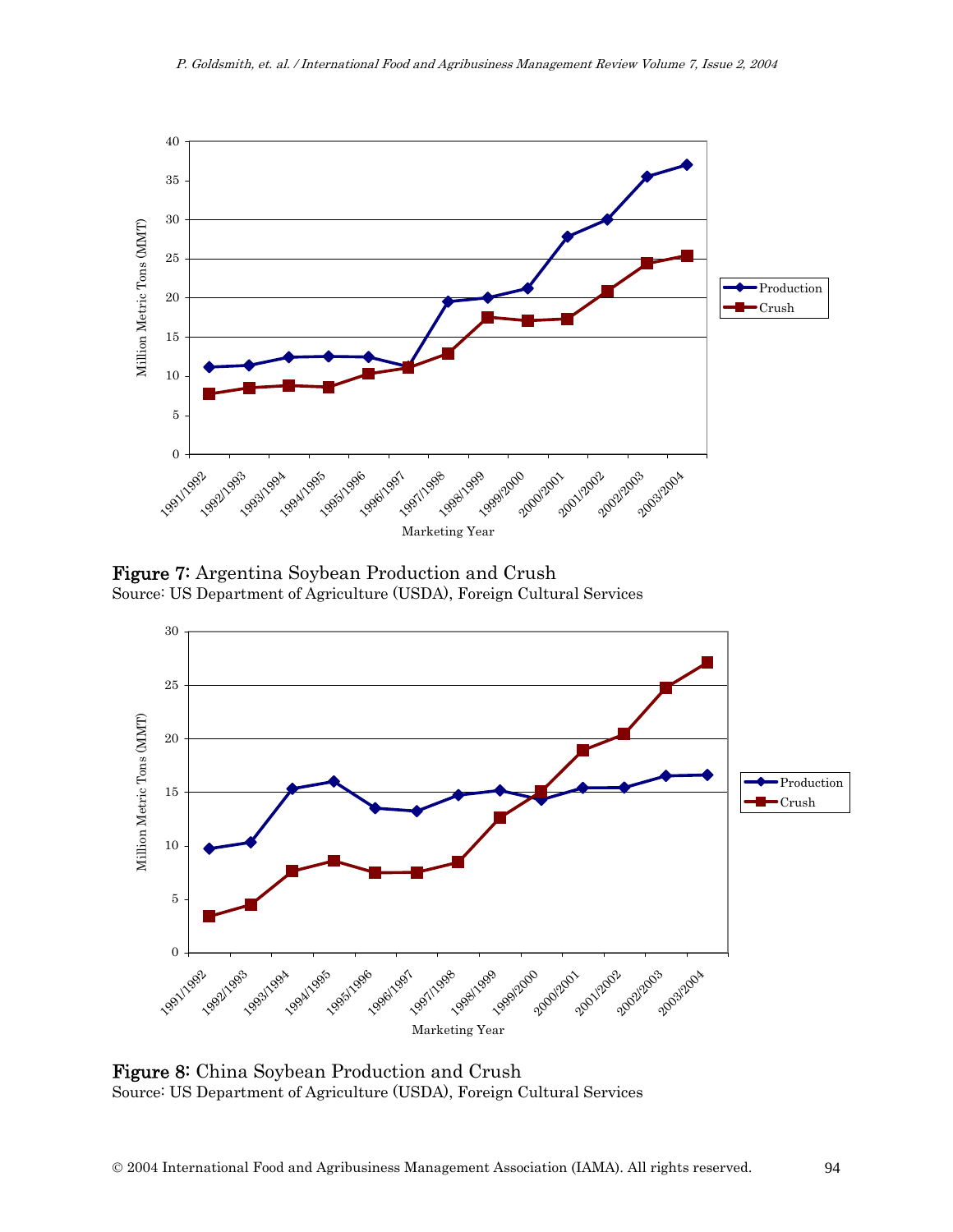**Figure 7:** Argentina Soybean Production and Crush
Source: US Department of Agriculture (USDA), Foreign Cultural Services

**Figure 8:** China Soybean Production and Crush
Source: US Department of Agriculture (USDA), Foreign Cultural Services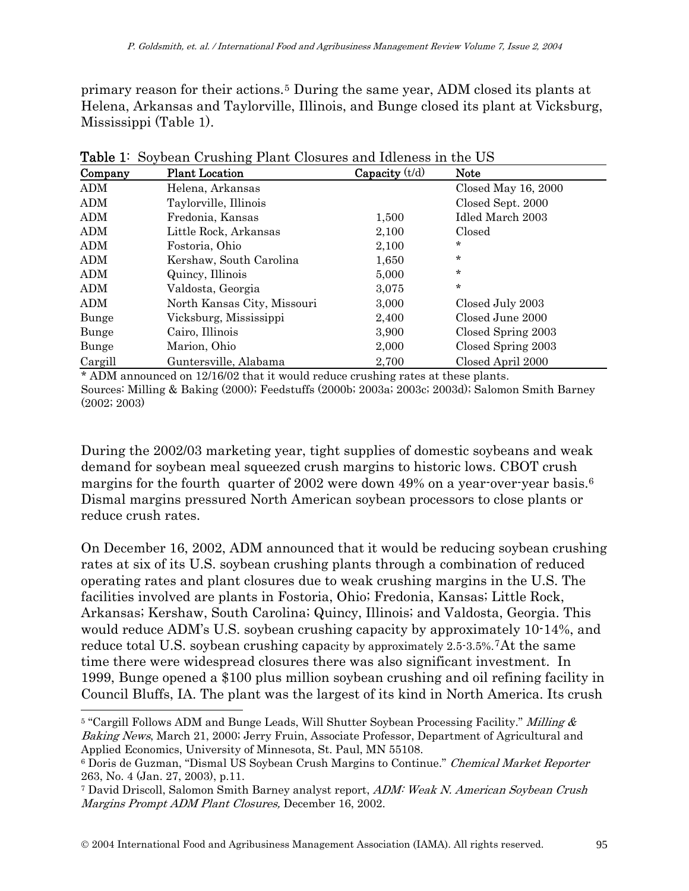primary reason for their actions.[5] During the same year, ADM closed its plants at Helena, Arkansas and Taylorville, Illinois, and Bunge closed its plant at Vicksburg, Mississippi (Table 1).

**Table 1**: Soybean Crushing Plant Closures and Idleness in the US

| Company | Plant Location | Capacity (t/d) | Note |
|---|---|---|---|
| ADM | Helena, Arkansas | | Closed May 16, 2000 |
| ADM | Taylorville, Illinois | | Closed Sept. 2000 |
| ADM | Fredonia, Kansas | 1,500 | Idled March 2003 |
| ADM | Little Rock, Arkansas | 2,100 | Closed |
| ADM | Fostoria, Ohio | 2,100 | * |
| ADM | Kershaw, South Carolina | 1,650 | * |
| ADM | Quincy, Illinois | 5,000 | * |
| ADM | Valdosta, Georgia | 3,075 | * |
| ADM | North Kansas City, Missouri | 3,000 | Closed July 2003 |
| Bunge | Vicksburg, Mississippi | 2,400 | Closed June 2000 |
| Bunge | Cairo, Illinois | 3,900 | Closed Spring 2003 |
| Bunge | Marion, Ohio | 2,000 | Closed Spring 2003 |
| Cargill | Guntersville, Alabama | 2,700 | Closed April 2000 |

* ADM announced on 12/16/02 that it would reduce crushing rates at these plants.
Sources: Milling & Baking (2000); Feedstuffs (2000b; 2003a; 2003c; 2003d); Salomon Smith Barney (2002; 2003)

During the 2002/03 marketing year, tight supplies of domestic soybeans and weak demand for soybean meal squeezed crush margins to historic lows. CBOT crush margins for the fourth quarter of 2002 were down 49% on a year-over-year basis.[6] Dismal margins pressured North American soybean processors to close plants or reduce crush rates.

On December 16, 2002, ADM announced that it would be reducing soybean crushing rates at six of its U.S. soybean crushing plants through a combination of reduced operating rates and plant closures due to weak crushing margins in the U.S. The facilities involved are plants in Fostoria, Ohio; Fredonia, Kansas; Little Rock, Arkansas; Kershaw, South Carolina; Quincy, Illinois; and Valdosta, Georgia. This would reduce ADM's U.S. soybean crushing capacity by approximately 10-14%, and reduce total U.S. soybean crushing capacity by approximately 2.5-3.5%.[7] At the same time there were widespread closures there was also significant investment. In 1999, Bunge opened a $100 plus million soybean crushing and oil refining facility in Council Bluffs, IA. The plant was the largest of its kind in North America. Its crush

[5] "Cargill Follows ADM and Bunge Leads, Will Shutter Soybean Processing Facility." *Milling & Baking News*, March 21, 2000; Jerry Fruin, Associate Professor, Department of Agricultural and Applied Economics, University of Minnesota, St. Paul, MN 55108.

[6] Doris de Guzman, "Dismal US Soybean Crush Margins to Continue." *Chemical Market Reporter* 263, No. 4 (Jan. 27, 2003), p.11.

[7] David Driscoll, Salomon Smith Barney analyst report, *ADM: Weak N. American Soybean Crush Margins Prompt ADM Plant Closures,* December 16, 2002.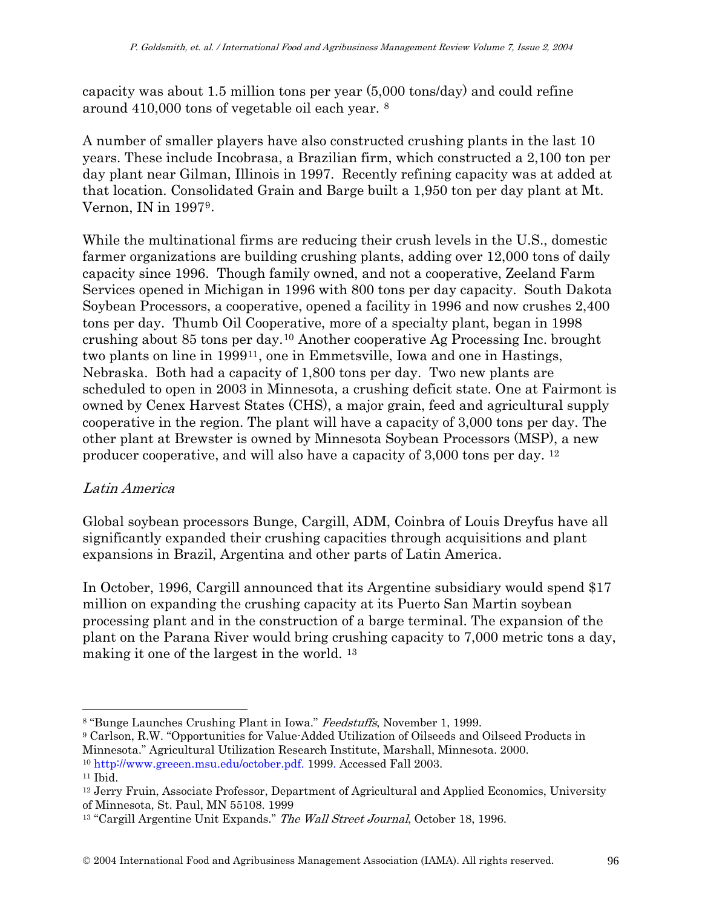capacity was about 1.5 million tons per year (5,000 tons/day) and could refine around 410,000 tons of vegetable oil each year. [8]

A number of smaller players have also constructed crushing plants in the last 10 years. These include Incobrasa, a Brazilian firm, which constructed a 2,100 ton per day plant near Gilman, Illinois in 1997. Recently refining capacity was at added at that location. Consolidated Grain and Barge built a 1,950 ton per day plant at Mt. Vernon, IN in 1997[9].

While the multinational firms are reducing their crush levels in the U.S., domestic farmer organizations are building crushing plants, adding over 12,000 tons of daily capacity since 1996. Though family owned, and not a cooperative, Zeeland Farm Services opened in Michigan in 1996 with 800 tons per day capacity. South Dakota Soybean Processors, a cooperative, opened a facility in 1996 and now crushes 2,400 tons per day. Thumb Oil Cooperative, more of a specialty plant, began in 1998 crushing about 85 tons per day.[10] Another cooperative Ag Processing Inc. brought two plants on line in 1999[11], one in Emmetsville, Iowa and one in Hastings, Nebraska. Both had a capacity of 1,800 tons per day. Two new plants are scheduled to open in 2003 in Minnesota, a crushing deficit state. One at Fairmont is owned by Cenex Harvest States (CHS), a major grain, feed and agricultural supply cooperative in the region. The plant will have a capacity of 3,000 tons per day. The other plant at Brewster is owned by Minnesota Soybean Processors (MSP), a new producer cooperative, and will also have a capacity of 3,000 tons per day. [12]

### *Latin America*

Global soybean processors Bunge, Cargill, ADM, Coinbra of Louis Dreyfus have all significantly expanded their crushing capacities through acquisitions and plant expansions in Brazil, Argentina and other parts of Latin America.

In October, 1996, Cargill announced that its Argentine subsidiary would spend $17 million on expanding the crushing capacity at its Puerto San Martin soybean processing plant and in the construction of a barge terminal. The expansion of the plant on the Parana River would bring crushing capacity to 7,000 metric tons a day, making it one of the largest in the world. [13]

---

[8] "Bunge Launches Crushing Plant in Iowa." *Feedstuffs*, November 1, 1999.

[9] Carlson, R.W. "Opportunities for Value-Added Utilization of Oilseeds and Oilseed Products in Minnesota." Agricultural Utilization Research Institute, Marshall, Minnesota. 2000.

[10] http://www.greeen.msu.edu/october.pdf. 1999. Accessed Fall 2003.

[11] Ibid.

[12] Jerry Fruin, Associate Professor, Department of Agricultural and Applied Economics, University of Minnesota, St. Paul, MN 55108. 1999

[13] "Cargill Argentine Unit Expands." *The Wall Street Journal*, October 18, 1996.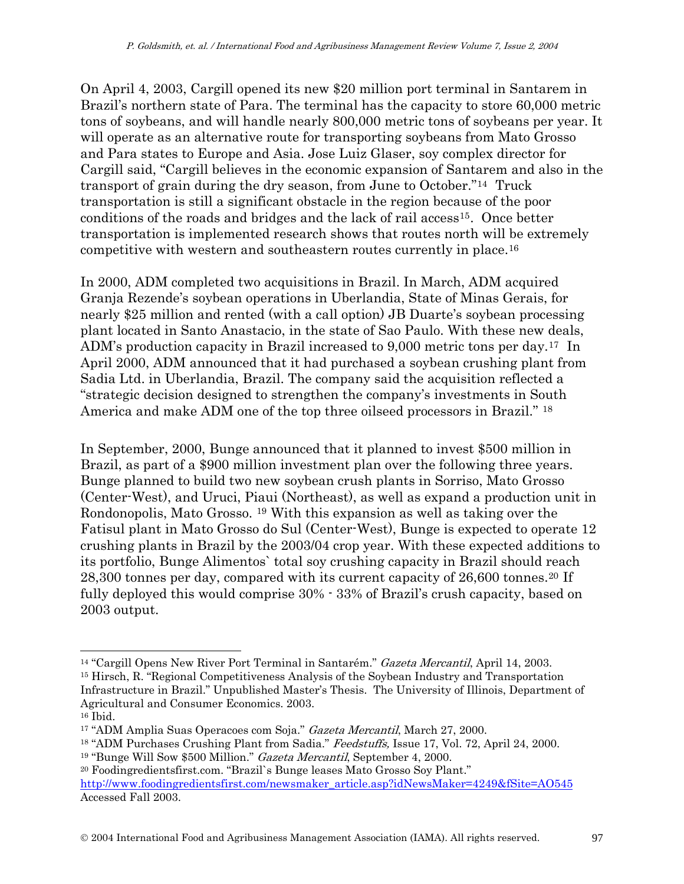On April 4, 2003, Cargill opened its new $20 million port terminal in Santarem in Brazil's northern state of Para. The terminal has the capacity to store 60,000 metric tons of soybeans, and will handle nearly 800,000 metric tons of soybeans per year. It will operate as an alternative route for transporting soybeans from Mato Grosso and Para states to Europe and Asia. Jose Luiz Glaser, soy complex director for Cargill said, "Cargill believes in the economic expansion of Santarem and also in the transport of grain during the dry season, from June to October."[14] Truck transportation is still a significant obstacle in the region because of the poor conditions of the roads and bridges and the lack of rail access[15]. Once better transportation is implemented research shows that routes north will be extremely competitive with western and southeastern routes currently in place.[16]

In 2000, ADM completed two acquisitions in Brazil. In March, ADM acquired Granja Rezende's soybean operations in Uberlandia, State of Minas Gerais, for nearly $25 million and rented (with a call option) JB Duarte's soybean processing plant located in Santo Anastacio, in the state of Sao Paulo. With these new deals, ADM's production capacity in Brazil increased to 9,000 metric tons per day.[17] In April 2000, ADM announced that it had purchased a soybean crushing plant from Sadia Ltd. in Uberlandia, Brazil. The company said the acquisition reflected a "strategic decision designed to strengthen the company's investments in South America and make ADM one of the top three oilseed processors in Brazil." [18]

In September, 2000, Bunge announced that it planned to invest $500 million in Brazil, as part of a $900 million investment plan over the following three years. Bunge planned to build two new soybean crush plants in Sorriso, Mato Grosso (Center-West), and Uruci, Piaui (Northeast), as well as expand a production unit in Rondonopolis, Mato Grosso. [19] With this expansion as well as taking over the Fatisul plant in Mato Grosso do Sul (Center-West), Bunge is expected to operate 12 crushing plants in Brazil by the 2003/04 crop year. With these expected additions to its portfolio, Bunge Alimentos` total soy crushing capacity in Brazil should reach 28,300 tonnes per day, compared with its current capacity of 26,600 tonnes.[20] If fully deployed this would comprise 30% - 33% of Brazil's crush capacity, based on 2003 output.

---

[14] "Cargill Opens New River Port Terminal in Santarém." *Gazeta Mercantil*, April 14, 2003.

[15] Hirsch, R. "Regional Competitiveness Analysis of the Soybean Industry and Transportation Infrastructure in Brazil." Unpublished Master's Thesis. The University of Illinois, Department of Agricultural and Consumer Economics. 2003.

[16] Ibid.

[17] "ADM Amplia Suas Operacoes com Soja." *Gazeta Mercantil*, March 27, 2000.

[18] "ADM Purchases Crushing Plant from Sadia." *Feedstuffs,* Issue 17, Vol. 72, April 24, 2000.

[19] "Bunge Will Sow $500 Million." *Gazeta Mercantil*, September 4, 2000.

[20] Foodingredientsfirst.com. "Brazil`s Bunge leases Mato Grosso Soy Plant." http://www.foodingredientsfirst.com/newsmaker_article.asp?idNewsMaker=4249&fSite=AO545 Accessed Fall 2003.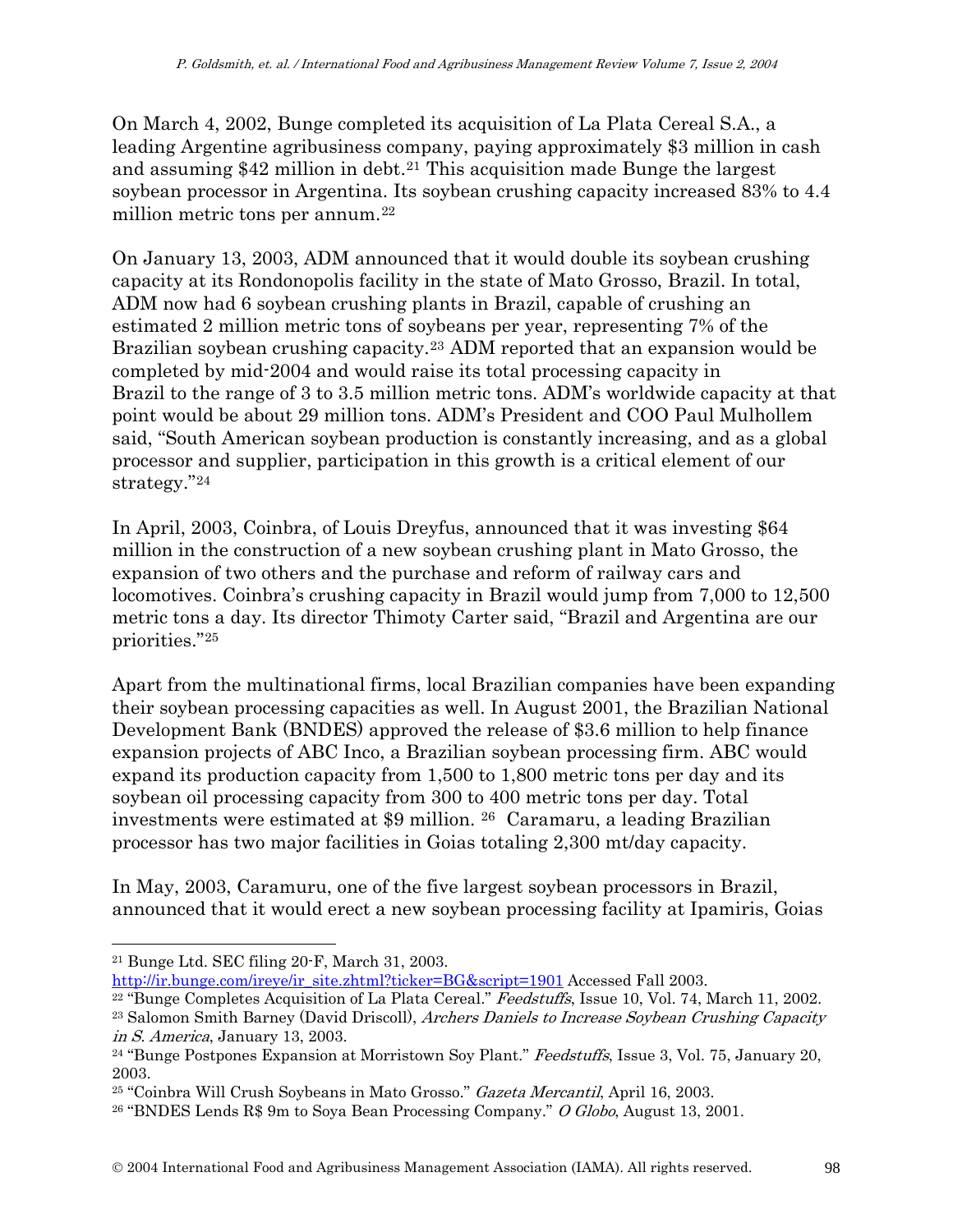On March 4, 2002, Bunge completed its acquisition of La Plata Cereal S.A., a leading Argentine agribusiness company, paying approximately $3 million in cash and assuming $42 million in debt.[21] This acquisition made Bunge the largest soybean processor in Argentina. Its soybean crushing capacity increased 83% to 4.4 million metric tons per annum.[22]

On January 13, 2003, ADM announced that it would double its soybean crushing capacity at its Rondonopolis facility in the state of Mato Grosso, Brazil. In total, ADM now had 6 soybean crushing plants in Brazil, capable of crushing an estimated 2 million metric tons of soybeans per year, representing 7% of the Brazilian soybean crushing capacity.[23] ADM reported that an expansion would be completed by mid-2004 and would raise its total processing capacity in Brazil to the range of 3 to 3.5 million metric tons. ADM's worldwide capacity at that point would be about 29 million tons. ADM's President and COO Paul Mulhollem said, "South American soybean production is constantly increasing, and as a global processor and supplier, participation in this growth is a critical element of our strategy."[24]

In April, 2003, Coinbra, of Louis Dreyfus, announced that it was investing $64 million in the construction of a new soybean crushing plant in Mato Grosso, the expansion of two others and the purchase and reform of railway cars and locomotives. Coinbra's crushing capacity in Brazil would jump from 7,000 to 12,500 metric tons a day. Its director Thimoty Carter said, "Brazil and Argentina are our priorities."[25]

Apart from the multinational firms, local Brazilian companies have been expanding their soybean processing capacities as well. In August 2001, the Brazilian National Development Bank (BNDES) approved the release of $3.6 million to help finance expansion projects of ABC Inco, a Brazilian soybean processing firm. ABC would expand its production capacity from 1,500 to 1,800 metric tons per day and its soybean oil processing capacity from 300 to 400 metric tons per day. Total investments were estimated at $9 million. [26] Caramaru, a leading Brazilian processor has two major facilities in Goias totaling 2,300 mt/day capacity.

In May, 2003, Caramuru, one of the five largest soybean processors in Brazil, announced that it would erect a new soybean processing facility at Ipamiris, Goias

---

[21] Bunge Ltd. SEC filing 20-F, March 31, 2003. http://ir.bunge.com/ireye/ir_site.zhtml?ticker=BG&script=1901 Accessed Fall 2003.

[22] "Bunge Completes Acquisition of La Plata Cereal." *Feedstuffs*, Issue 10, Vol. 74, March 11, 2002.

[23] Salomon Smith Barney (David Driscoll), *Archers Daniels to Increase Soybean Crushing Capacity in S. America*, January 13, 2003.

[24] "Bunge Postpones Expansion at Morristown Soy Plant." *Feedstuffs*, Issue 3, Vol. 75, January 20, 2003.

[25] "Coinbra Will Crush Soybeans in Mato Grosso." *Gazeta Mercantil*, April 16, 2003.

[26] "BNDES Lends R$ 9m to Soya Bean Processing Company." *O Globo*, August 13, 2001.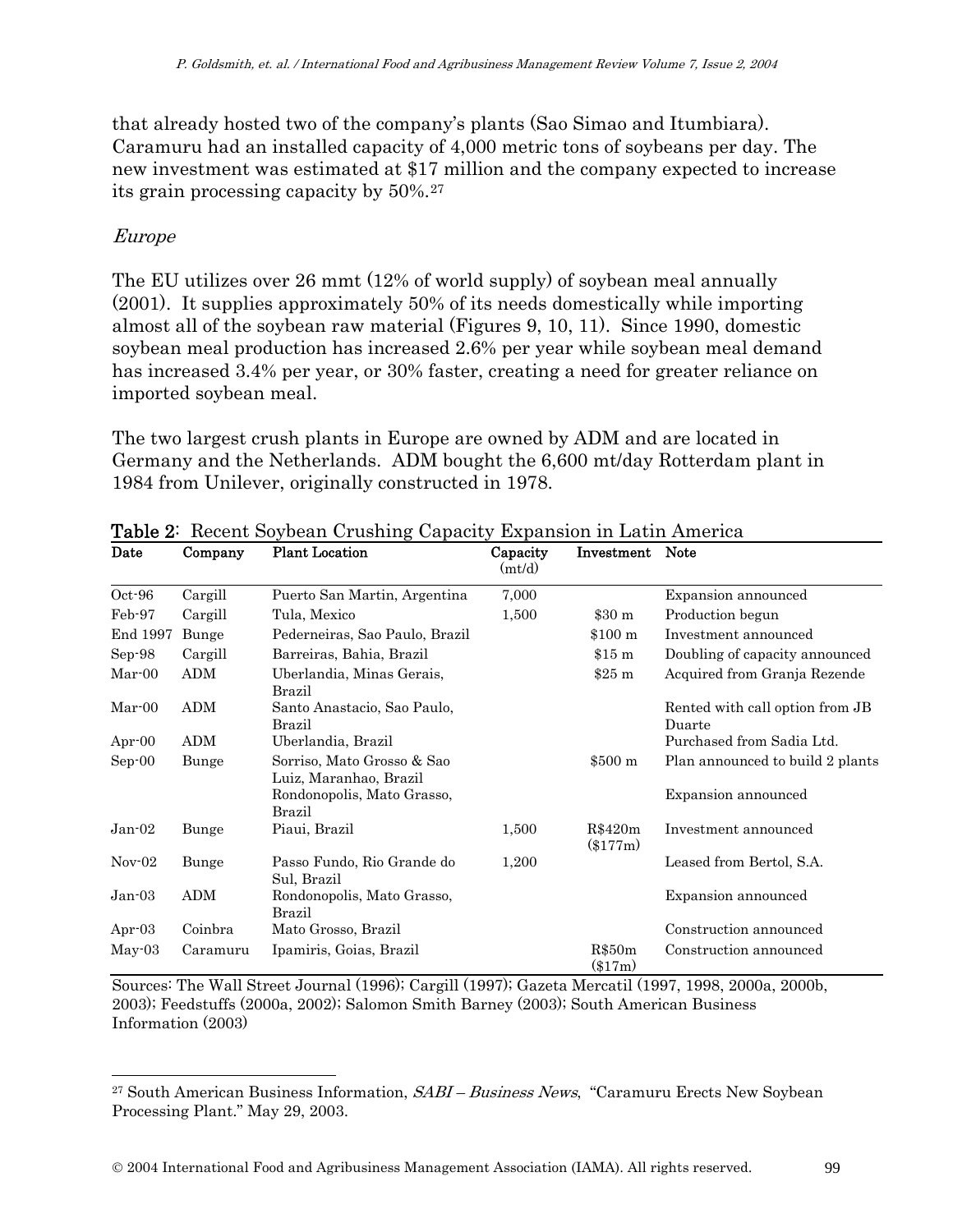that already hosted two of the company's plants (Sao Simao and Itumbiara). Caramuru had an installed capacity of 4,000 metric tons of soybeans per day. The new investment was estimated at $17 million and the company expected to increase its grain processing capacity by 50%.[27]

*Europe*

The EU utilizes over 26 mmt (12% of world supply) of soybean meal annually (2001). It supplies approximately 50% of its needs domestically while importing almost all of the soybean raw material (Figures 9, 10, 11). Since 1990, domestic soybean meal production has increased 2.6% per year while soybean meal demand has increased 3.4% per year, or 30% faster, creating a need for greater reliance on imported soybean meal.

The two largest crush plants in Europe are owned by ADM and are located in Germany and the Netherlands. ADM bought the 6,600 mt/day Rotterdam plant in 1984 from Unilever, originally constructed in 1978.

**Table 2**: Recent Soybean Crushing Capacity Expansion in Latin America

| Date | Company | Plant Location | Capacity (mt/d) | Investment | Note |
|---|---|---|---|---|---|
| Oct-96 | Cargill | Puerto San Martin, Argentina | 7,000 | | Expansion announced |
| Feb-97 | Cargill | Tula, Mexico | 1,500 | $30 m | Production begun |
| End 1997 | Bunge | Pederneiras, Sao Paulo, Brazil | | $100 m | Investment announced |
| Sep-98 | Cargill | Barreiras, Bahia, Brazil | | $15 m | Doubling of capacity announced |
| Mar-00 | ADM | Uberlandia, Minas Gerais, Brazil | | $25 m | Acquired from Granja Rezende |
| Mar-00 | ADM | Santo Anastacio, Sao Paulo, Brazil | | | Rented with call option from JB Duarte |
| Apr-00 | ADM | Uberlandia, Brazil | | | Purchased from Sadia Ltd. |
| Sep-00 | Bunge | Sorriso, Mato Grosso & Sao Luiz, Maranhao, Brazil | | $500 m | Plan announced to build 2 plants |
| | | Rondonopolis, Mato Grasso, Brazil | | | Expansion announced |
| Jan-02 | Bunge | Piaui, Brazil | 1,500 | R$420m ($177m) | Investment announced |
| Nov-02 | Bunge | Passo Fundo, Rio Grande do Sul, Brazil | 1,200 | | Leased from Bertol, S.A. |
| Jan-03 | ADM | Rondonopolis, Mato Grasso, Brazil | | | Expansion announced |
| Apr-03 | Coinbra | Mato Grosso, Brazil | | | Construction announced |
| May-03 | Caramuru | Ipamiris, Goias, Brazil | | R$50m ($17m) | Construction announced |

Sources: The Wall Street Journal (1996); Cargill (1997); Gazeta Mercatil (1997, 1998, 2000a, 2000b, 2003); Feedstuffs (2000a, 2002); Salomon Smith Barney (2003); South American Business Information (2003)

[27] South American Business Information, *SABI – Business News*, "Caramuru Erects New Soybean Processing Plant." May 29, 2003.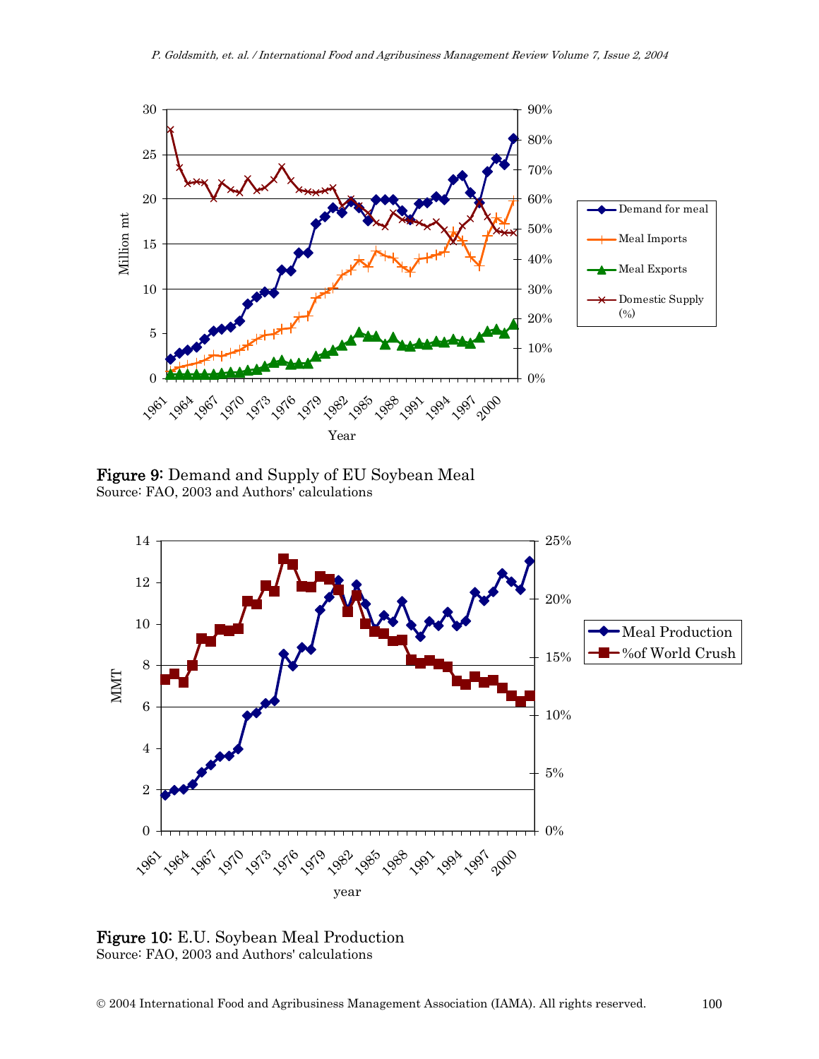**Figure 9:** Demand and Supply of EU Soybean Meal
Source: FAO, 2003 and Authors' calculations

**Figure 10:** E.U. Soybean Meal Production
Source: FAO, 2003 and Authors' calculations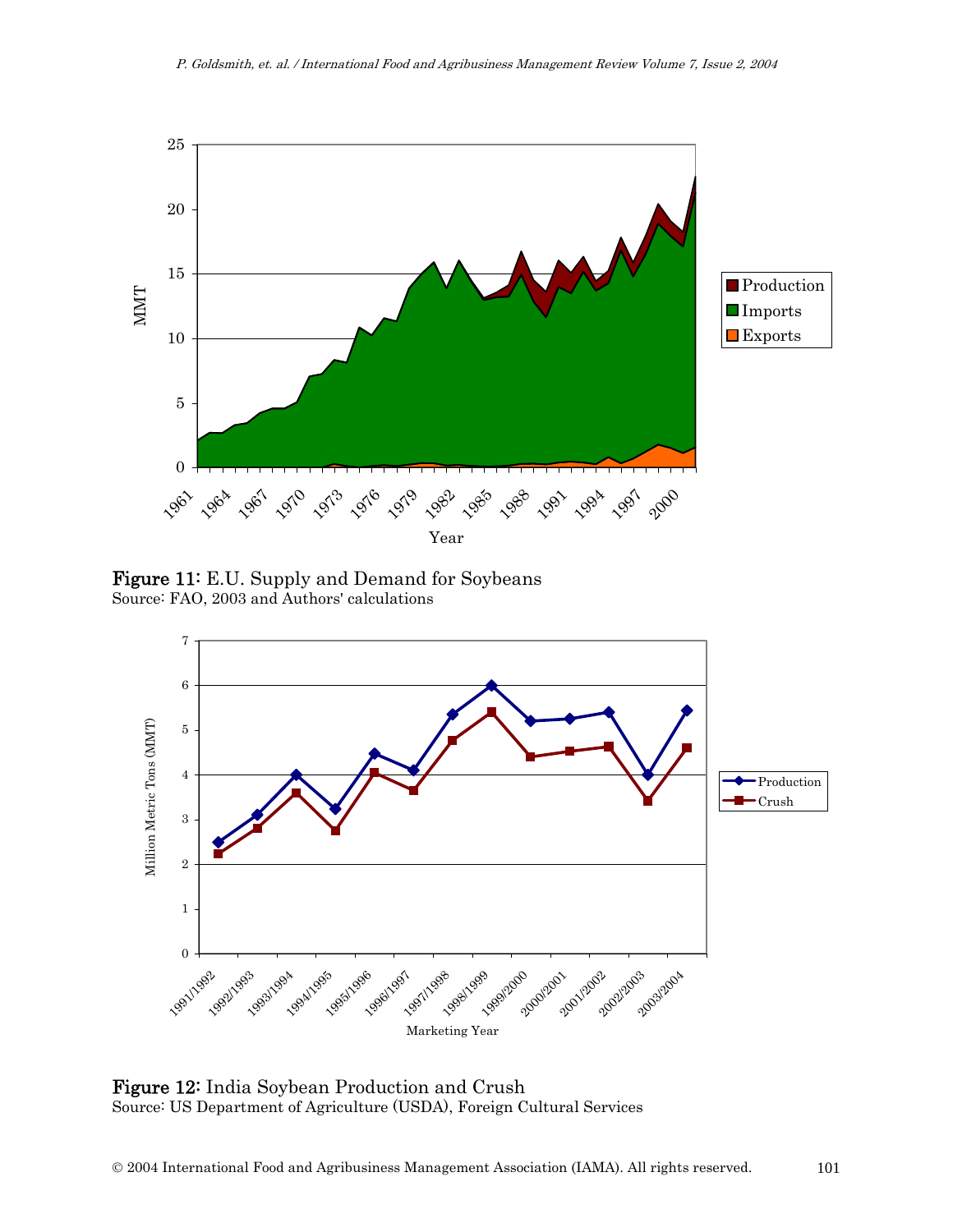**Figure 11:** E.U. Supply and Demand for Soybeans
Source: FAO, 2003 and Authors' calculations

**Figure 12:** India Soybean Production and Crush
Source: US Department of Agriculture (USDA), Foreign Cultural Services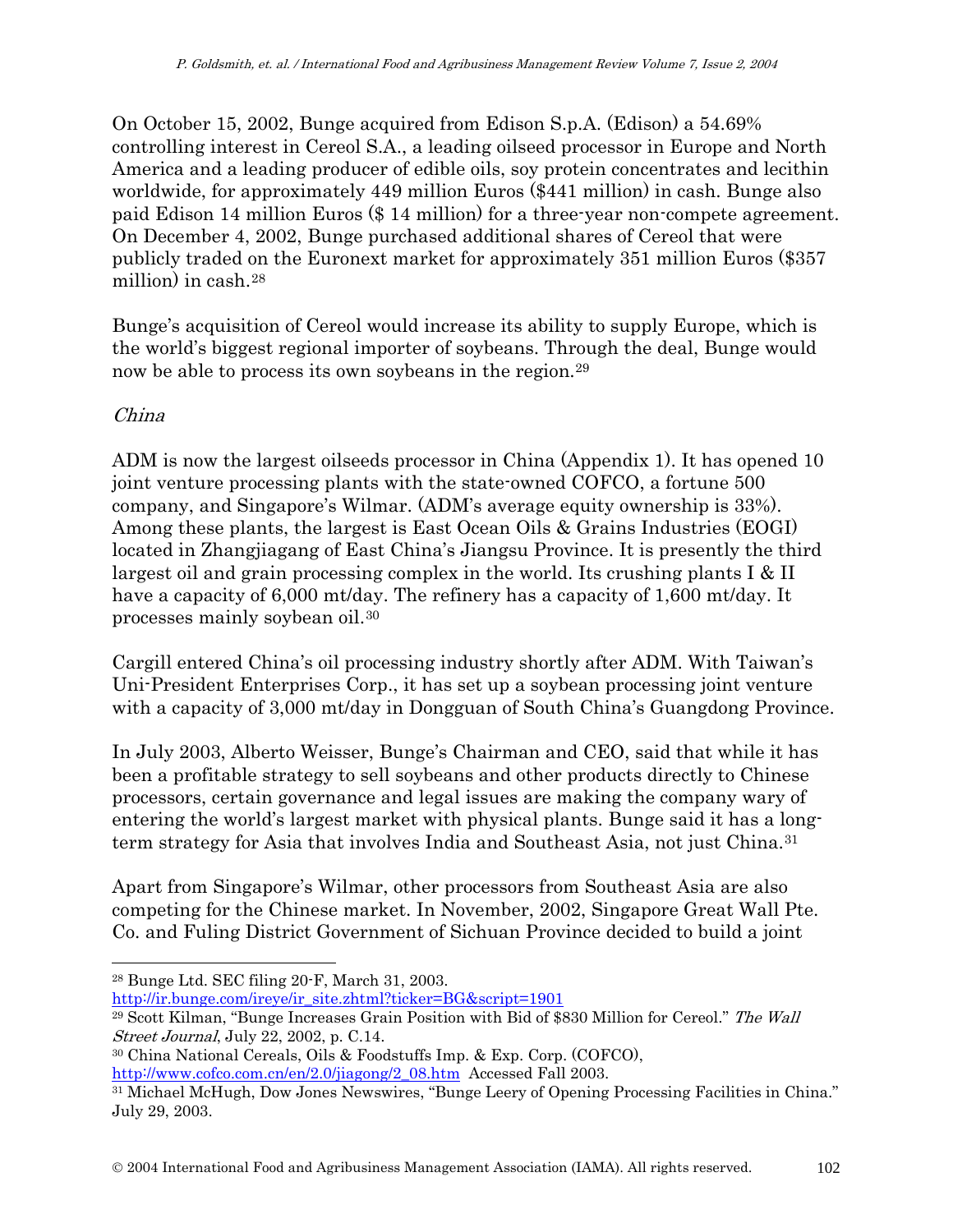On October 15, 2002, Bunge acquired from Edison S.p.A. (Edison) a 54.69% controlling interest in Cereol S.A., a leading oilseed processor in Europe and North America and a leading producer of edible oils, soy protein concentrates and lecithin worldwide, for approximately 449 million Euros ($441 million) in cash. Bunge also paid Edison 14 million Euros ($ 14 million) for a three-year non-compete agreement. On December 4, 2002, Bunge purchased additional shares of Cereol that were publicly traded on the Euronext market for approximately 351 million Euros ($357 million) in cash.[28]

Bunge's acquisition of Cereol would increase its ability to supply Europe, which is the world's biggest regional importer of soybeans. Through the deal, Bunge would now be able to process its own soybeans in the region.[29]

*China*

ADM is now the largest oilseeds processor in China (Appendix 1). It has opened 10 joint venture processing plants with the state-owned COFCO, a fortune 500 company, and Singapore's Wilmar. (ADM's average equity ownership is 33%). Among these plants, the largest is East Ocean Oils & Grains Industries (EOGI) located in Zhangjiagang of East China's Jiangsu Province. It is presently the third largest oil and grain processing complex in the world. Its crushing plants I & II have a capacity of 6,000 mt/day. The refinery has a capacity of 1,600 mt/day. It processes mainly soybean oil.[30]

Cargill entered China's oil processing industry shortly after ADM. With Taiwan's Uni-President Enterprises Corp., it has set up a soybean processing joint venture with a capacity of 3,000 mt/day in Dongguan of South China's Guangdong Province.

In July 2003, Alberto Weisser, Bunge's Chairman and CEO, said that while it has been a profitable strategy to sell soybeans and other products directly to Chinese processors, certain governance and legal issues are making the company wary of entering the world's largest market with physical plants. Bunge said it has a long-term strategy for Asia that involves India and Southeast Asia, not just China.[31]

Apart from Singapore's Wilmar, other processors from Southeast Asia are also competing for the Chinese market. In November, 2002, Singapore Great Wall Pte. Co. and Fuling District Government of Sichuan Province decided to build a joint

---

[28] Bunge Ltd. SEC filing 20-F, March 31, 2003. http://ir.bunge.com/ireye/ir_site.zhtml?ticker=BG&script=1901

[29] Scott Kilman, "Bunge Increases Grain Position with Bid of $830 Million for Cereol." *The Wall Street Journal*, July 22, 2002, p. C.14.

[30] China National Cereals, Oils & Foodstuffs Imp. & Exp. Corp. (COFCO), http://www.cofco.com.cn/en/2.0/jiagong/2_08.htm Accessed Fall 2003.

[31] Michael McHugh, Dow Jones Newswires, "Bunge Leery of Opening Processing Facilities in China." July 29, 2003.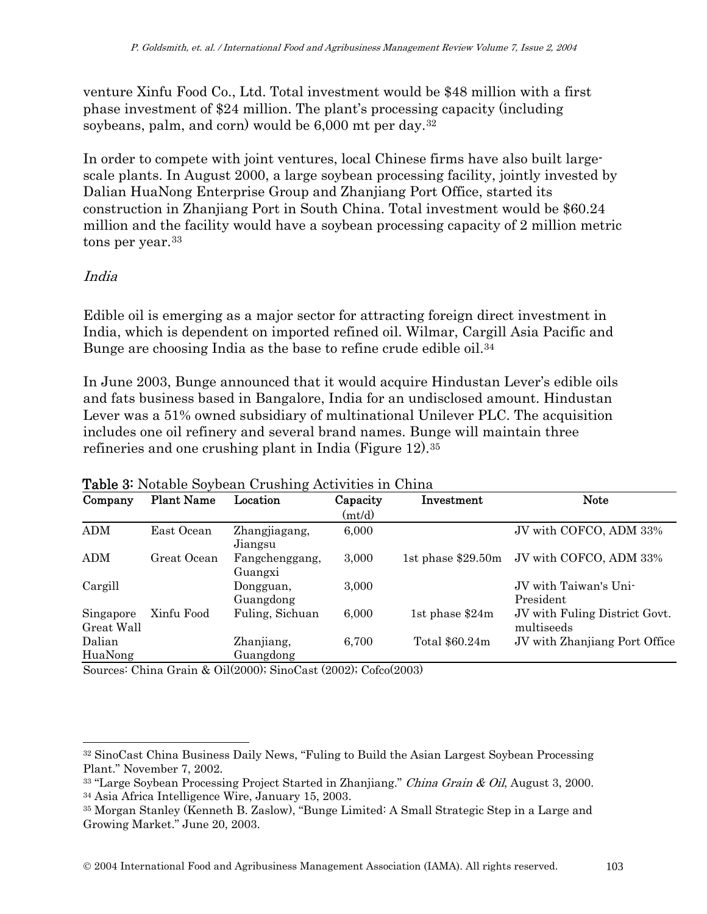venture Xinfu Food Co., Ltd. Total investment would be $48 million with a first phase investment of $24 million. The plant's processing capacity (including soybeans, palm, and corn) would be 6,000 mt per day.[32]

In order to compete with joint ventures, local Chinese firms have also built large-scale plants. In August 2000, a large soybean processing facility, jointly invested by Dalian HuaNong Enterprise Group and Zhanjiang Port Office, started its construction in Zhanjiang Port in South China. Total investment would be $60.24 million and the facility would have a soybean processing capacity of 2 million metric tons per year.[33]

### *India*

Edible oil is emerging as a major sector for attracting foreign direct investment in India, which is dependent on imported refined oil. Wilmar, Cargill Asia Pacific and Bunge are choosing India as the base to refine crude edible oil.[34]

In June 2003, Bunge announced that it would acquire Hindustan Lever's edible oils and fats business based in Bangalore, India for an undisclosed amount. Hindustan Lever was a 51% owned subsidiary of multinational Unilever PLC. The acquisition includes one oil refinery and several brand names. Bunge will maintain three refineries and one crushing plant in India (Figure 12).[35]

**Table 3:** Notable Soybean Crushing Activities in China

| Company | Plant Name | Location | Capacity (mt/d) | Investment | Note |
|---|---|---|---|---|---|
| ADM | East Ocean | Zhangjiagang, Jiangsu | 6,000 | | JV with COFCO, ADM 33% |
| ADM | Great Ocean | Fangchenggang, Guangxi | 3,000 | 1st phase $29.50m | JV with COFCO, ADM 33% |
| Cargill | | Dongguan, Guangdong | 3,000 | | JV with Taiwan's Uni-President |
| Singapore Great Wall | Xinfu Food | Fuling, Sichuan | 6,000 | 1st phase $24m | JV with Fuling District Govt. multiseeds |
| Dalian HuaNong | | Zhanjiang, Guangdong | 6,700 | Total $60.24m | JV with Zhanjiang Port Office |

Sources: China Grain & Oil(2000); SinoCast (2002); Cofco(2003)

---

[32] SinoCast China Business Daily News, "Fuling to Build the Asian Largest Soybean Processing Plant." November 7, 2002.

[33] "Large Soybean Processing Project Started in Zhanjiang." *China Grain & Oil*, August 3, 2000.

[34] Asia Africa Intelligence Wire, January 15, 2003.

[35] Morgan Stanley (Kenneth B. Zaslow), "Bunge Limited: A Small Strategic Step in a Large and Growing Market." June 20, 2003.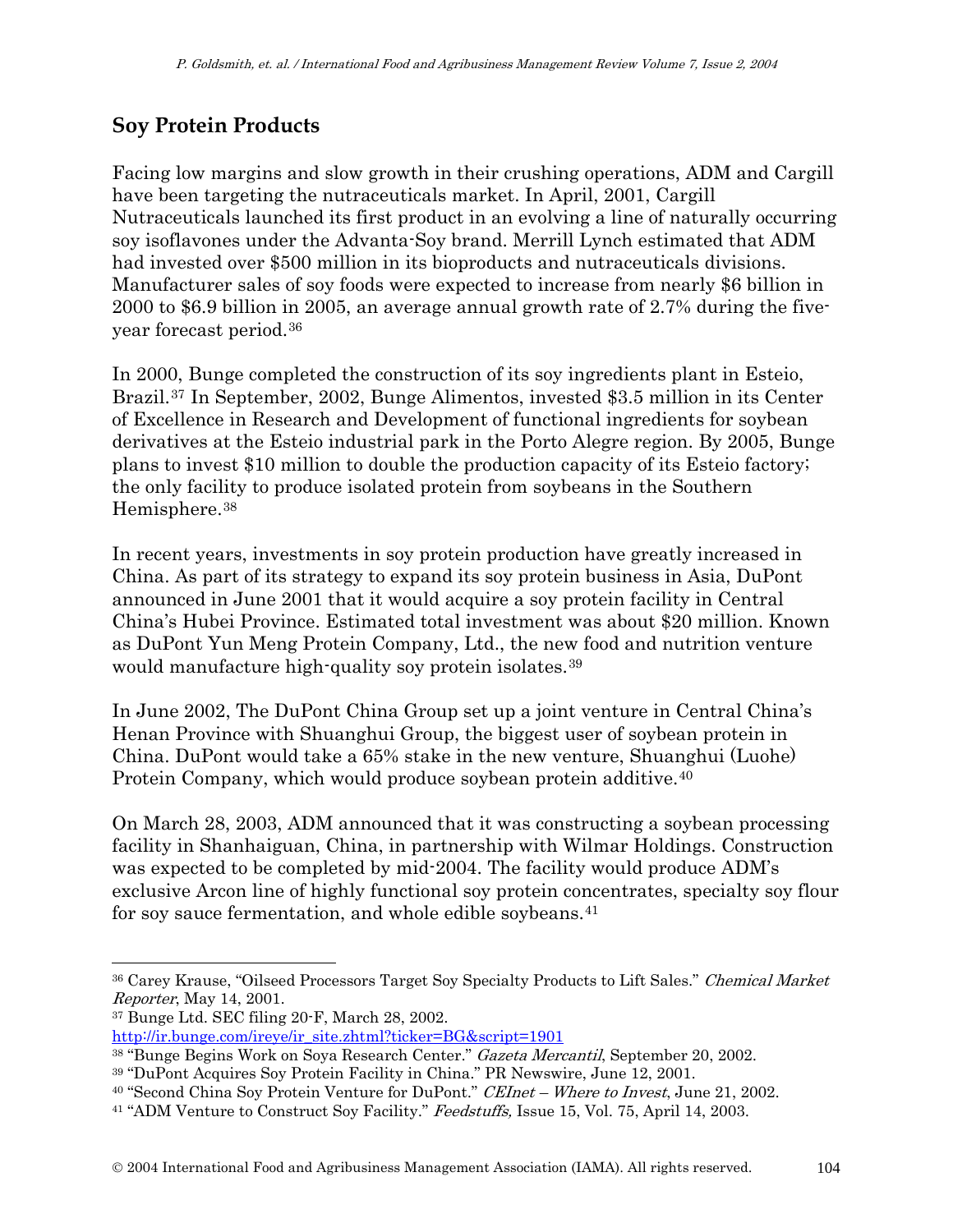## Soy Protein Products

Facing low margins and slow growth in their crushing operations, ADM and Cargill have been targeting the nutraceuticals market. In April, 2001, Cargill Nutraceuticals launched its first product in an evolving a line of naturally occurring soy isoflavones under the Advanta-Soy brand. Merrill Lynch estimated that ADM had invested over $500 million in its bioproducts and nutraceuticals divisions. Manufacturer sales of soy foods were expected to increase from nearly $6 billion in 2000 to $6.9 billion in 2005, an average annual growth rate of 2.7% during the five-year forecast period.[36]

In 2000, Bunge completed the construction of its soy ingredients plant in Esteio, Brazil.[37] In September, 2002, Bunge Alimentos, invested $3.5 million in its Center of Excellence in Research and Development of functional ingredients for soybean derivatives at the Esteio industrial park in the Porto Alegre region. By 2005, Bunge plans to invest $10 million to double the production capacity of its Esteio factory; the only facility to produce isolated protein from soybeans in the Southern Hemisphere.[38]

In recent years, investments in soy protein production have greatly increased in China. As part of its strategy to expand its soy protein business in Asia, DuPont announced in June 2001 that it would acquire a soy protein facility in Central China's Hubei Province. Estimated total investment was about $20 million. Known as DuPont Yun Meng Protein Company, Ltd., the new food and nutrition venture would manufacture high-quality soy protein isolates.[39]

In June 2002, The DuPont China Group set up a joint venture in Central China's Henan Province with Shuanghui Group, the biggest user of soybean protein in China. DuPont would take a 65% stake in the new venture, Shuanghui (Luohe) Protein Company, which would produce soybean protein additive.[40]

On March 28, 2003, ADM announced that it was constructing a soybean processing facility in Shanhaiguan, China, in partnership with Wilmar Holdings. Construction was expected to be completed by mid-2004. The facility would produce ADM's exclusive Arcon line of highly functional soy protein concentrates, specialty soy flour for soy sauce fermentation, and whole edible soybeans.[41]

---

[36] Carey Krause, "Oilseed Processors Target Soy Specialty Products to Lift Sales." *Chemical Market Reporter*, May 14, 2001.

[37] Bunge Ltd. SEC filing 20-F, March 28, 2002. http://ir.bunge.com/ireye/ir_site.zhtml?ticker=BG&script=1901

[38] "Bunge Begins Work on Soya Research Center." *Gazeta Mercantil*, September 20, 2002.

[39] "DuPont Acquires Soy Protein Facility in China." PR Newswire, June 12, 2001.

[40] "Second China Soy Protein Venture for DuPont." *CEInet – Where to Invest*, June 21, 2002.

[41] "ADM Venture to Construct Soy Facility." *Feedstuffs,* Issue 15, Vol. 75, April 14, 2003.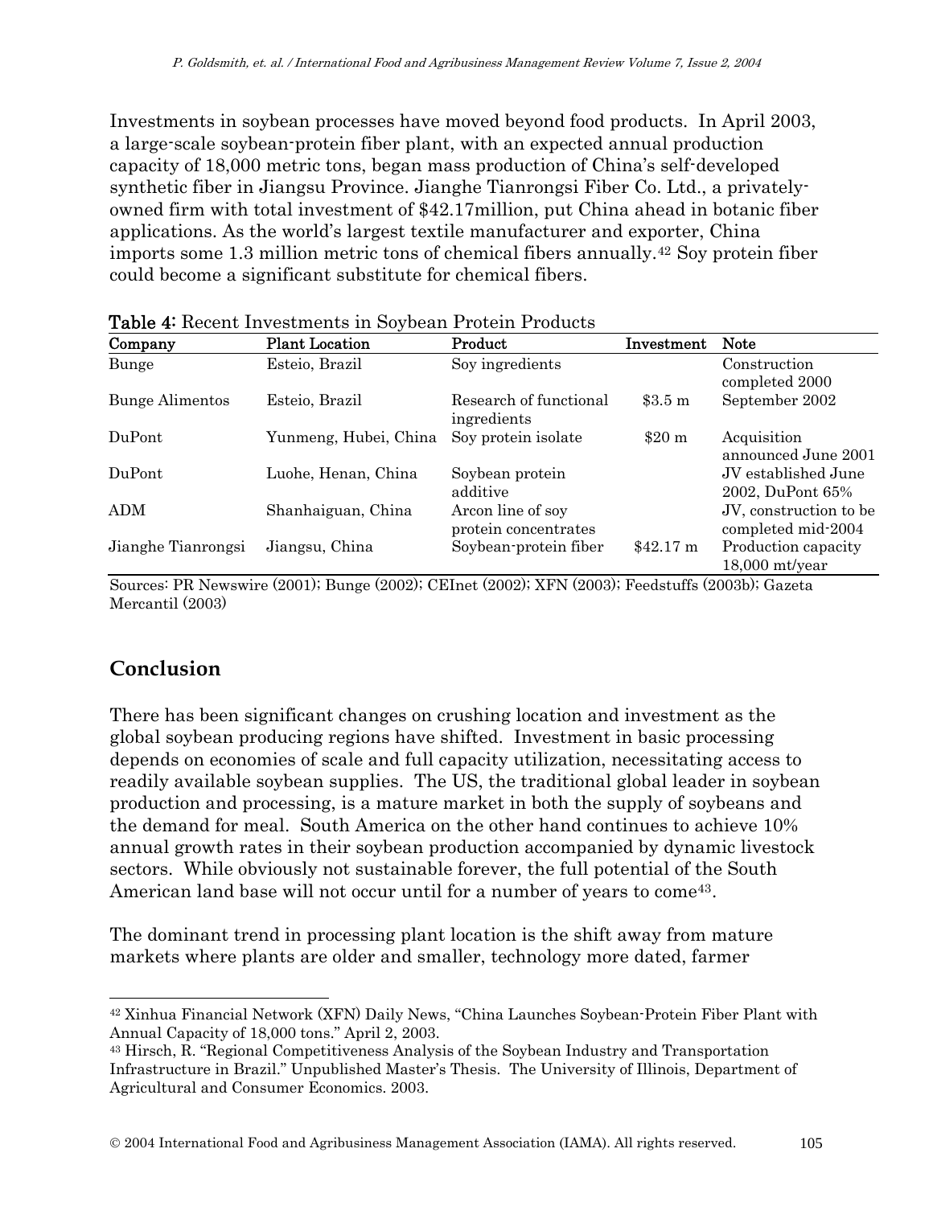Investments in soybean processes have moved beyond food products. In April 2003, a large-scale soybean-protein fiber plant, with an expected annual production capacity of 18,000 metric tons, began mass production of China's self-developed synthetic fiber in Jiangsu Province. Jianghe Tianrongsi Fiber Co. Ltd., a privately-owned firm with total investment of $42.17million, put China ahead in botanic fiber applications. As the world's largest textile manufacturer and exporter, China imports some 1.3 million metric tons of chemical fibers annually.[42] Soy protein fiber could become a significant substitute for chemical fibers.

**Table 4:** Recent Investments in Soybean Protein Products

| Company | Plant Location | Product | Investment | Note |
|---|---|---|---|---|
| Bunge | Esteio, Brazil | Soy ingredients | | Construction completed 2000 |
| Bunge Alimentos | Esteio, Brazil | Research of functional ingredients | $3.5 m | September 2002 |
| DuPont | Yunmeng, Hubei, China | Soy protein isolate | $20 m | Acquisition announced June 2001 |
| DuPont | Luohe, Henan, China | Soybean protein additive | | JV established June 2002, DuPont 65% |
| ADM | Shanhaiguan, China | Arcon line of soy protein concentrates | | JV, construction to be completed mid-2004 |
| Jianghe Tianrongsi | Jiangsu, China | Soybean-protein fiber | $42.17 m | Production capacity 18,000 mt/year |

Sources: PR Newswire (2001); Bunge (2002); CEInet (2002); XFN (2003); Feedstuffs (2003b); Gazeta Mercantil (2003)

## Conclusion

There has been significant changes on crushing location and investment as the global soybean producing regions have shifted. Investment in basic processing depends on economies of scale and full capacity utilization, necessitating access to readily available soybean supplies. The US, the traditional global leader in soybean production and processing, is a mature market in both the supply of soybeans and the demand for meal. South America on the other hand continues to achieve 10% annual growth rates in their soybean production accompanied by dynamic livestock sectors. While obviously not sustainable forever, the full potential of the South American land base will not occur until for a number of years to come[43].

The dominant trend in processing plant location is the shift away from mature markets where plants are older and smaller, technology more dated, farmer

---

[42] Xinhua Financial Network (XFN) Daily News, "China Launches Soybean-Protein Fiber Plant with Annual Capacity of 18,000 tons." April 2, 2003.

[43] Hirsch, R. "Regional Competitiveness Analysis of the Soybean Industry and Transportation Infrastructure in Brazil." Unpublished Master's Thesis. The University of Illinois, Department of Agricultural and Consumer Economics. 2003.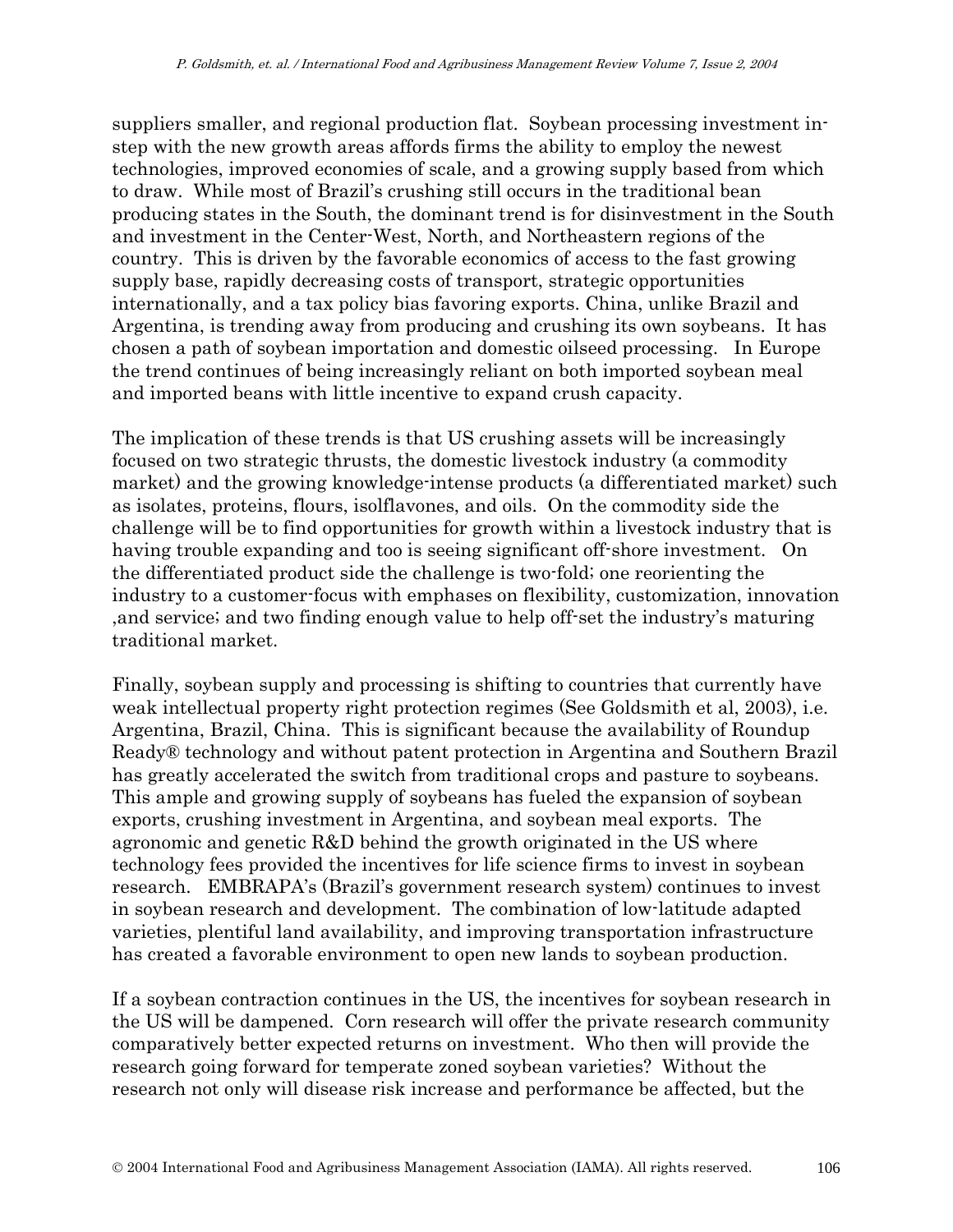suppliers smaller, and regional production flat. Soybean processing investment in-step with the new growth areas affords firms the ability to employ the newest technologies, improved economies of scale, and a growing supply based from which to draw. While most of Brazil's crushing still occurs in the traditional bean producing states in the South, the dominant trend is for disinvestment in the South and investment in the Center-West, North, and Northeastern regions of the country. This is driven by the favorable economics of access to the fast growing supply base, rapidly decreasing costs of transport, strategic opportunities internationally, and a tax policy bias favoring exports. China, unlike Brazil and Argentina, is trending away from producing and crushing its own soybeans. It has chosen a path of soybean importation and domestic oilseed processing. In Europe the trend continues of being increasingly reliant on both imported soybean meal and imported beans with little incentive to expand crush capacity.

The implication of these trends is that US crushing assets will be increasingly focused on two strategic thrusts, the domestic livestock industry (a commodity market) and the growing knowledge-intense products (a differentiated market) such as isolates, proteins, flours, isolflavones, and oils. On the commodity side the challenge will be to find opportunities for growth within a livestock industry that is having trouble expanding and too is seeing significant off-shore investment. On the differentiated product side the challenge is two-fold; one reorienting the industry to a customer-focus with emphases on flexibility, customization, innovation ,and service; and two finding enough value to help off-set the industry's maturing traditional market.

Finally, soybean supply and processing is shifting to countries that currently have weak intellectual property right protection regimes (See Goldsmith et al, 2003), i.e. Argentina, Brazil, China. This is significant because the availability of Roundup Ready® technology and without patent protection in Argentina and Southern Brazil has greatly accelerated the switch from traditional crops and pasture to soybeans. This ample and growing supply of soybeans has fueled the expansion of soybean exports, crushing investment in Argentina, and soybean meal exports. The agronomic and genetic R&D behind the growth originated in the US where technology fees provided the incentives for life science firms to invest in soybean research. EMBRAPA's (Brazil's government research system) continues to invest in soybean research and development. The combination of low-latitude adapted varieties, plentiful land availability, and improving transportation infrastructure has created a favorable environment to open new lands to soybean production.

If a soybean contraction continues in the US, the incentives for soybean research in the US will be dampened. Corn research will offer the private research community comparatively better expected returns on investment. Who then will provide the research going forward for temperate zoned soybean varieties? Without the research not only will disease risk increase and performance be affected, but the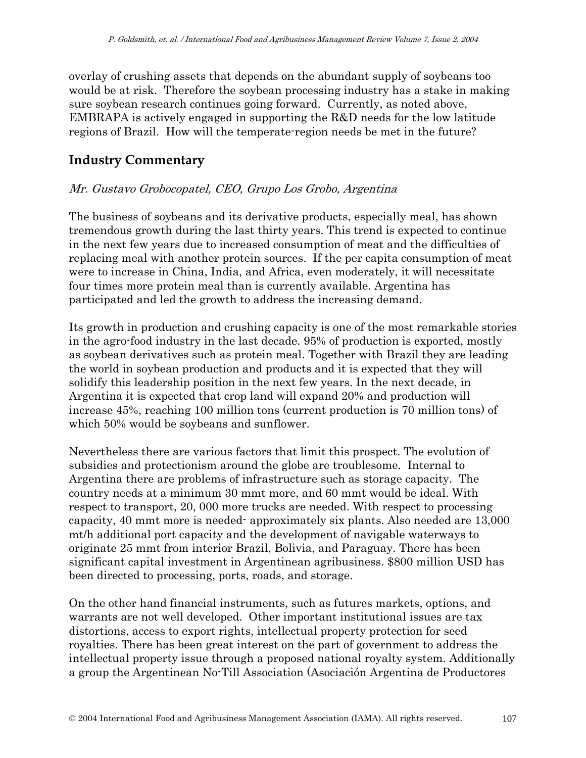overlay of crushing assets that depends on the abundant supply of soybeans too would be at risk. Therefore the soybean processing industry has a stake in making sure soybean research continues going forward. Currently, as noted above, EMBRAPA is actively engaged in supporting the R&D needs for the low latitude regions of Brazil. How will the temperate-region needs be met in the future?

## Industry Commentary

*Mr. Gustavo Grobocopatel, CEO, Grupo Los Grobo, Argentina*

The business of soybeans and its derivative products, especially meal, has shown tremendous growth during the last thirty years. This trend is expected to continue in the next few years due to increased consumption of meat and the difficulties of replacing meal with another protein sources. If the per capita consumption of meat were to increase in China, India, and Africa, even moderately, it will necessitate four times more protein meal than is currently available. Argentina has participated and led the growth to address the increasing demand.

Its growth in production and crushing capacity is one of the most remarkable stories in the agro-food industry in the last decade. 95% of production is exported, mostly as soybean derivatives such as protein meal. Together with Brazil they are leading the world in soybean production and products and it is expected that they will solidify this leadership position in the next few years. In the next decade, in Argentina it is expected that crop land will expand 20% and production will increase 45%, reaching 100 million tons (current production is 70 million tons) of which 50% would be soybeans and sunflower.

Nevertheless there are various factors that limit this prospect. The evolution of subsidies and protectionism around the globe are troublesome. Internal to Argentina there are problems of infrastructure such as storage capacity. The country needs at a minimum 30 mmt more, and 60 mmt would be ideal. With respect to transport, 20, 000 more trucks are needed. With respect to processing capacity, 40 mmt more is needed- approximately six plants. Also needed are 13,000 mt/h additional port capacity and the development of navigable waterways to originate 25 mmt from interior Brazil, Bolivia, and Paraguay. There has been significant capital investment in Argentinean agribusiness. $800 million USD has been directed to processing, ports, roads, and storage.

On the other hand financial instruments, such as futures markets, options, and warrants are not well developed. Other important institutional issues are tax distortions, access to export rights, intellectual property protection for seed royalties. There has been great interest on the part of government to address the intellectual property issue through a proposed national royalty system. Additionally a group the Argentinean No-Till Association (Asociación Argentina de Productores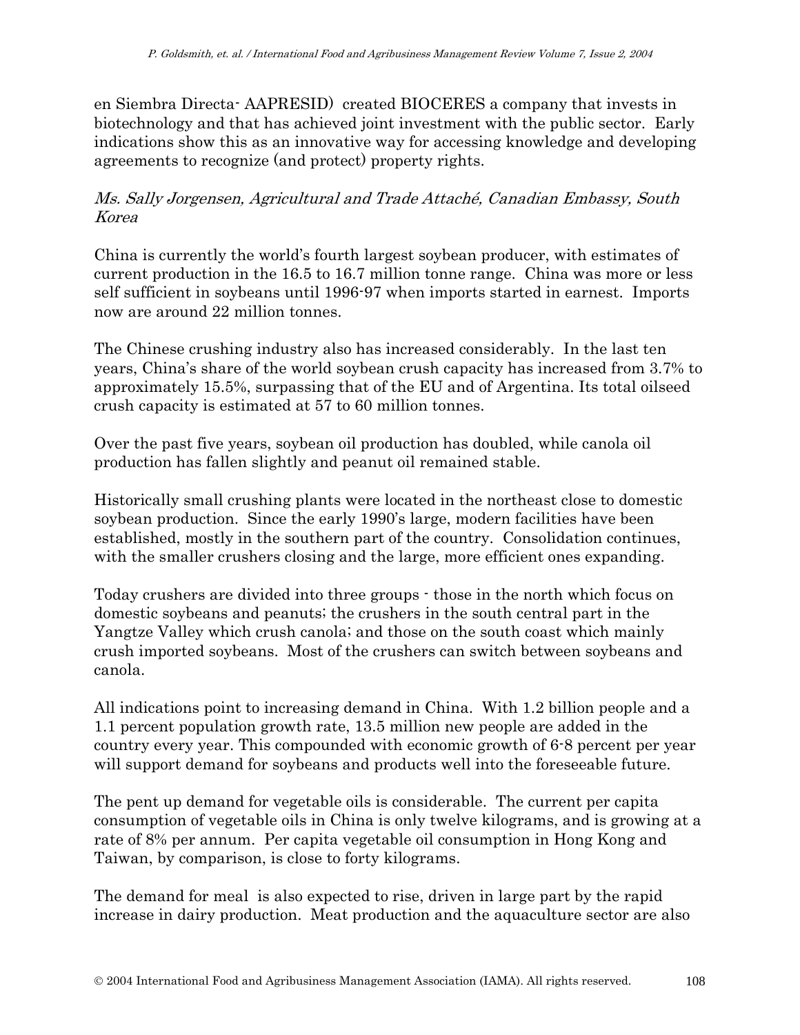en Siembra Directa- AAPRESID) created BIOCERES a company that invests in biotechnology and that has achieved joint investment with the public sector. Early indications show this as an innovative way for accessing knowledge and developing agreements to recognize (and protect) property rights.

*Ms. Sally Jorgensen, Agricultural and Trade Attaché, Canadian Embassy, South Korea*

China is currently the world's fourth largest soybean producer, with estimates of current production in the 16.5 to 16.7 million tonne range. China was more or less self sufficient in soybeans until 1996-97 when imports started in earnest. Imports now are around 22 million tonnes.

The Chinese crushing industry also has increased considerably. In the last ten years, China's share of the world soybean crush capacity has increased from 3.7% to approximately 15.5%, surpassing that of the EU and of Argentina. Its total oilseed crush capacity is estimated at 57 to 60 million tonnes.

Over the past five years, soybean oil production has doubled, while canola oil production has fallen slightly and peanut oil remained stable.

Historically small crushing plants were located in the northeast close to domestic soybean production. Since the early 1990's large, modern facilities have been established, mostly in the southern part of the country. Consolidation continues, with the smaller crushers closing and the large, more efficient ones expanding.

Today crushers are divided into three groups - those in the north which focus on domestic soybeans and peanuts; the crushers in the south central part in the Yangtze Valley which crush canola; and those on the south coast which mainly crush imported soybeans. Most of the crushers can switch between soybeans and canola.

All indications point to increasing demand in China. With 1.2 billion people and a 1.1 percent population growth rate, 13.5 million new people are added in the country every year. This compounded with economic growth of 6-8 percent per year will support demand for soybeans and products well into the foreseeable future.

The pent up demand for vegetable oils is considerable. The current per capita consumption of vegetable oils in China is only twelve kilograms, and is growing at a rate of 8% per annum. Per capita vegetable oil consumption in Hong Kong and Taiwan, by comparison, is close to forty kilograms.

The demand for meal is also expected to rise, driven in large part by the rapid increase in dairy production. Meat production and the aquaculture sector are also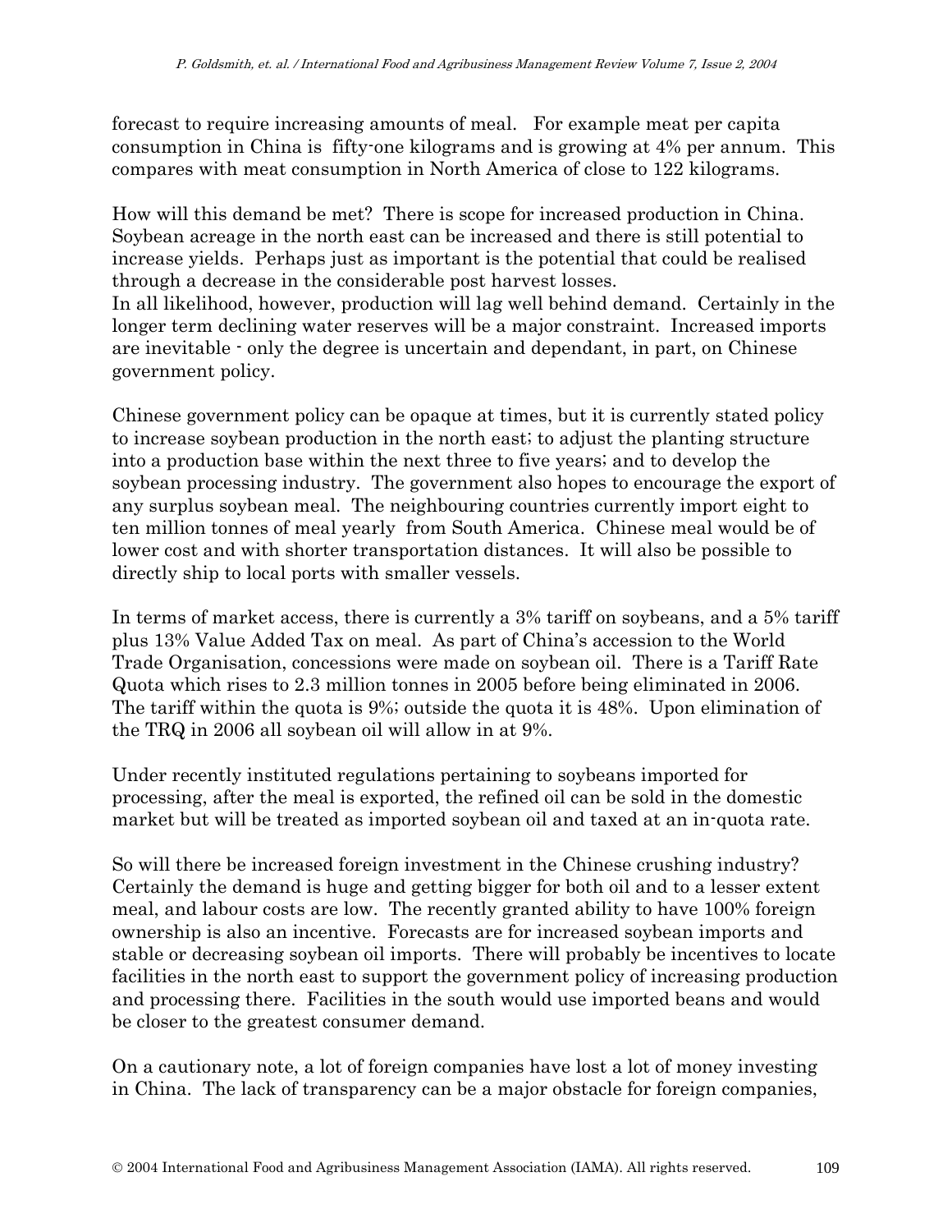forecast to require increasing amounts of meal. For example meat per capita consumption in China is fifty-one kilograms and is growing at 4% per annum. This compares with meat consumption in North America of close to 122 kilograms.

How will this demand be met? There is scope for increased production in China. Soybean acreage in the north east can be increased and there is still potential to increase yields. Perhaps just as important is the potential that could be realised through a decrease in the considerable post harvest losses.
In all likelihood, however, production will lag well behind demand. Certainly in the longer term declining water reserves will be a major constraint. Increased imports are inevitable - only the degree is uncertain and dependant, in part, on Chinese government policy.

Chinese government policy can be opaque at times, but it is currently stated policy to increase soybean production in the north east; to adjust the planting structure into a production base within the next three to five years; and to develop the soybean processing industry. The government also hopes to encourage the export of any surplus soybean meal. The neighbouring countries currently import eight to ten million tonnes of meal yearly from South America. Chinese meal would be of lower cost and with shorter transportation distances. It will also be possible to directly ship to local ports with smaller vessels.

In terms of market access, there is currently a 3% tariff on soybeans, and a 5% tariff plus 13% Value Added Tax on meal. As part of China's accession to the World Trade Organisation, concessions were made on soybean oil. There is a Tariff Rate Quota which rises to 2.3 million tonnes in 2005 before being eliminated in 2006. The tariff within the quota is 9%; outside the quota it is 48%. Upon elimination of the TRQ in 2006 all soybean oil will allow in at 9%.

Under recently instituted regulations pertaining to soybeans imported for processing, after the meal is exported, the refined oil can be sold in the domestic market but will be treated as imported soybean oil and taxed at an in-quota rate.

So will there be increased foreign investment in the Chinese crushing industry? Certainly the demand is huge and getting bigger for both oil and to a lesser extent meal, and labour costs are low. The recently granted ability to have 100% foreign ownership is also an incentive. Forecasts are for increased soybean imports and stable or decreasing soybean oil imports. There will probably be incentives to locate facilities in the north east to support the government policy of increasing production and processing there. Facilities in the south would use imported beans and would be closer to the greatest consumer demand.

On a cautionary note, a lot of foreign companies have lost a lot of money investing in China. The lack of transparency can be a major obstacle for foreign companies,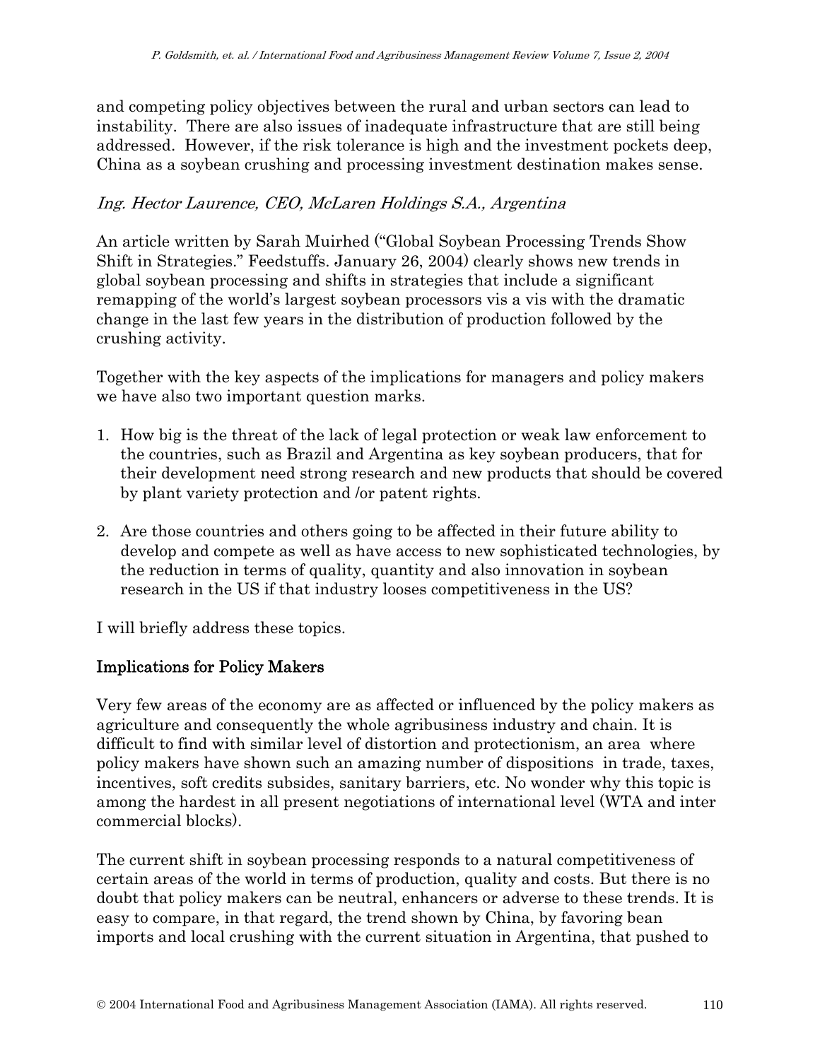and competing policy objectives between the rural and urban sectors can lead to instability. There are also issues of inadequate infrastructure that are still being addressed. However, if the risk tolerance is high and the investment pockets deep, China as a soybean crushing and processing investment destination makes sense.

*Ing. Hector Laurence, CEO, McLaren Holdings S.A., Argentina*

An article written by Sarah Muirhed ("Global Soybean Processing Trends Show Shift in Strategies." Feedstuffs. January 26, 2004) clearly shows new trends in global soybean processing and shifts in strategies that include a significant remapping of the world's largest soybean processors vis a vis with the dramatic change in the last few years in the distribution of production followed by the crushing activity.

Together with the key aspects of the implications for managers and policy makers we have also two important question marks.

1. How big is the threat of the lack of legal protection or weak law enforcement to the countries, such as Brazil and Argentina as key soybean producers, that for their development need strong research and new products that should be covered by plant variety protection and /or patent rights.

2. Are those countries and others going to be affected in their future ability to develop and compete as well as have access to new sophisticated technologies, by the reduction in terms of quality, quantity and also innovation in soybean research in the US if that industry looses competitiveness in the US?

I will briefly address these topics.

## Implications for Policy Makers

Very few areas of the economy are as affected or influenced by the policy makers as agriculture and consequently the whole agribusiness industry and chain. It is difficult to find with similar level of distortion and protectionism, an area where policy makers have shown such an amazing number of dispositions in trade, taxes, incentives, soft credits subsides, sanitary barriers, etc. No wonder why this topic is among the hardest in all present negotiations of international level (WTA and inter commercial blocks).

The current shift in soybean processing responds to a natural competitiveness of certain areas of the world in terms of production, quality and costs. But there is no doubt that policy makers can be neutral, enhancers or adverse to these trends. It is easy to compare, in that regard, the trend shown by China, by favoring bean imports and local crushing with the current situation in Argentina, that pushed to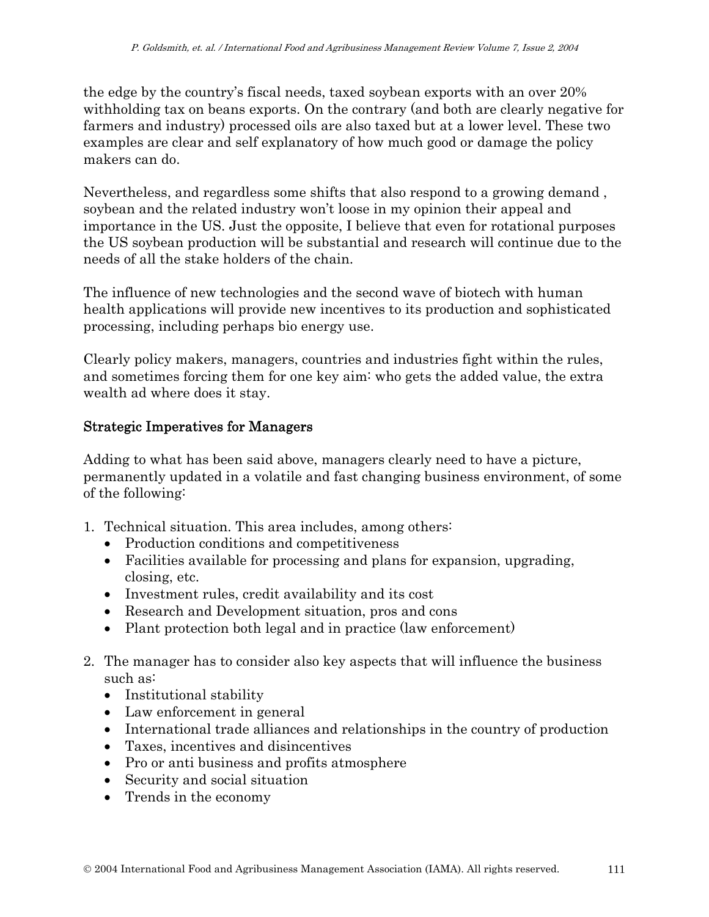the edge by the country's fiscal needs, taxed soybean exports with an over 20% withholding tax on beans exports. On the contrary (and both are clearly negative for farmers and industry) processed oils are also taxed but at a lower level. These two examples are clear and self explanatory of how much good or damage the policy makers can do.

Nevertheless, and regardless some shifts that also respond to a growing demand , soybean and the related industry won't loose in my opinion their appeal and importance in the US. Just the opposite, I believe that even for rotational purposes the US soybean production will be substantial and research will continue due to the needs of all the stake holders of the chain.

The influence of new technologies and the second wave of biotech with human health applications will provide new incentives to its production and sophisticated processing, including perhaps bio energy use.

Clearly policy makers, managers, countries and industries fight within the rules, and sometimes forcing them for one key aim: who gets the added value, the extra wealth ad where does it stay.

## Strategic Imperatives for Managers

Adding to what has been said above, managers clearly need to have a picture, permanently updated in a volatile and fast changing business environment, of some of the following:

1. Technical situation. This area includes, among others:
   - Production conditions and competitiveness
   - Facilities available for processing and plans for expansion, upgrading, closing, etc.
   - Investment rules, credit availability and its cost
   - Research and Development situation, pros and cons
   - Plant protection both legal and in practice (law enforcement)

2. The manager has to consider also key aspects that will influence the business such as:
   - Institutional stability
   - Law enforcement in general
   - International trade alliances and relationships in the country of production
   - Taxes, incentives and disincentives
   - Pro or anti business and profits atmosphere
   - Security and social situation
   - Trends in the economy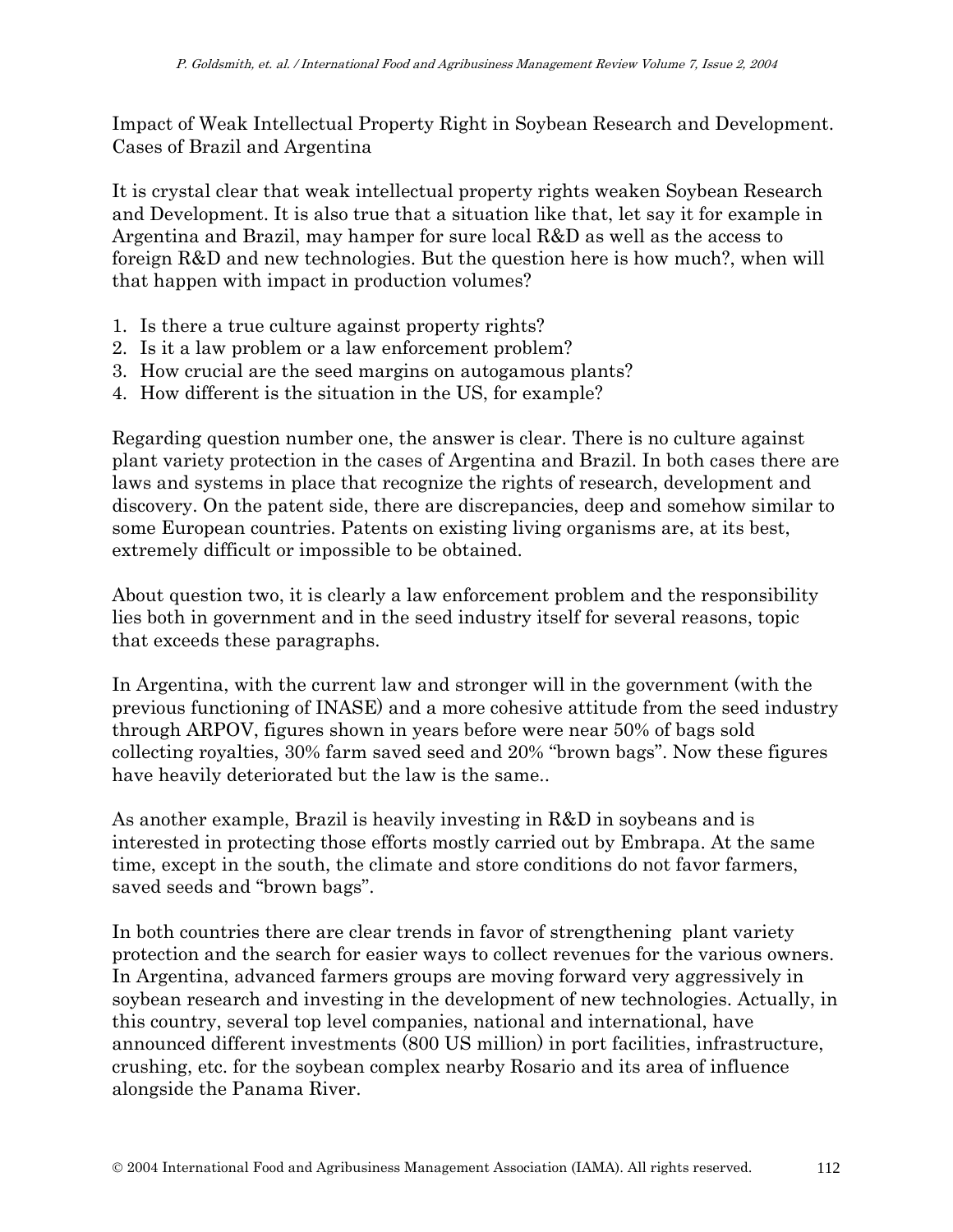Impact of Weak Intellectual Property Right in Soybean Research and Development. Cases of Brazil and Argentina

It is crystal clear that weak intellectual property rights weaken Soybean Research and Development. It is also true that a situation like that, let say it for example in Argentina and Brazil, may hamper for sure local R&D as well as the access to foreign R&D and new technologies. But the question here is how much?, when will that happen with impact in production volumes?

1. Is there a true culture against property rights?
2. Is it a law problem or a law enforcement problem?
3. How crucial are the seed margins on autogamous plants?
4. How different is the situation in the US, for example?

Regarding question number one, the answer is clear. There is no culture against plant variety protection in the cases of Argentina and Brazil. In both cases there are laws and systems in place that recognize the rights of research, development and discovery. On the patent side, there are discrepancies, deep and somehow similar to some European countries. Patents on existing living organisms are, at its best, extremely difficult or impossible to be obtained.

About question two, it is clearly a law enforcement problem and the responsibility lies both in government and in the seed industry itself for several reasons, topic that exceeds these paragraphs.

In Argentina, with the current law and stronger will in the government (with the previous functioning of INASE) and a more cohesive attitude from the seed industry through ARPOV, figures shown in years before were near 50% of bags sold collecting royalties, 30% farm saved seed and 20% "brown bags". Now these figures have heavily deteriorated but the law is the same..

As another example, Brazil is heavily investing in R&D in soybeans and is interested in protecting those efforts mostly carried out by Embrapa. At the same time, except in the south, the climate and store conditions do not favor farmers, saved seeds and "brown bags".

In both countries there are clear trends in favor of strengthening plant variety protection and the search for easier ways to collect revenues for the various owners. In Argentina, advanced farmers groups are moving forward very aggressively in soybean research and investing in the development of new technologies. Actually, in this country, several top level companies, national and international, have announced different investments (800 US million) in port facilities, infrastructure, crushing, etc. for the soybean complex nearby Rosario and its area of influence alongside the Panama River.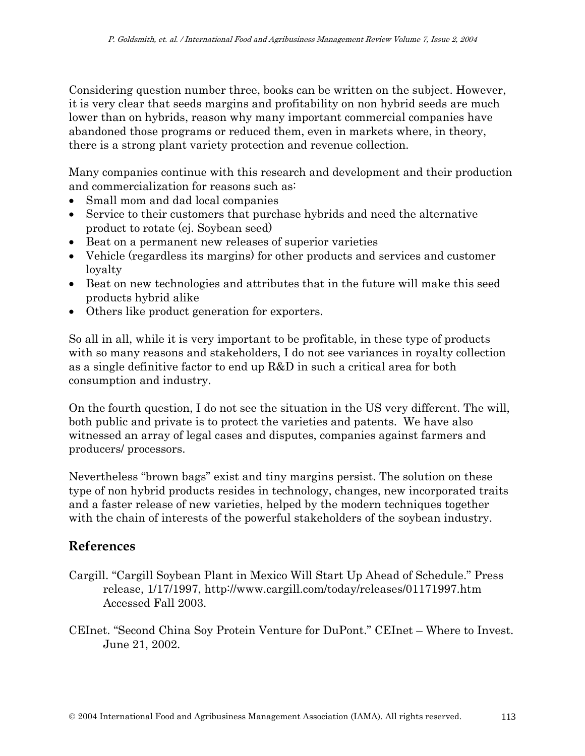Considering question number three, books can be written on the subject. However, it is very clear that seeds margins and profitability on non hybrid seeds are much lower than on hybrids, reason why many important commercial companies have abandoned those programs or reduced them, even in markets where, in theory, there is a strong plant variety protection and revenue collection.

Many companies continue with this research and development and their production and commercialization for reasons such as:

- Small mom and dad local companies
- Service to their customers that purchase hybrids and need the alternative product to rotate (ej. Soybean seed)
- Beat on a permanent new releases of superior varieties
- Vehicle (regardless its margins) for other products and services and customer loyalty
- Beat on new technologies and attributes that in the future will make this seed products hybrid alike
- Others like product generation for exporters.

So all in all, while it is very important to be profitable, in these type of products with so many reasons and stakeholders, I do not see variances in royalty collection as a single definitive factor to end up R&D in such a critical area for both consumption and industry.

On the fourth question, I do not see the situation in the US very different. The will, both public and private is to protect the varieties and patents. We have also witnessed an array of legal cases and disputes, companies against farmers and producers/ processors.

Nevertheless "brown bags" exist and tiny margins persist. The solution on these type of non hybrid products resides in technology, changes, new incorporated traits and a faster release of new varieties, helped by the modern techniques together with the chain of interests of the powerful stakeholders of the soybean industry.

## References

Cargill. "Cargill Soybean Plant in Mexico Will Start Up Ahead of Schedule." Press release, 1/17/1997, http://www.cargill.com/today/releases/01171997.htm Accessed Fall 2003.

CEInet. "Second China Soy Protein Venture for DuPont." CEInet – Where to Invest. June 21, 2002.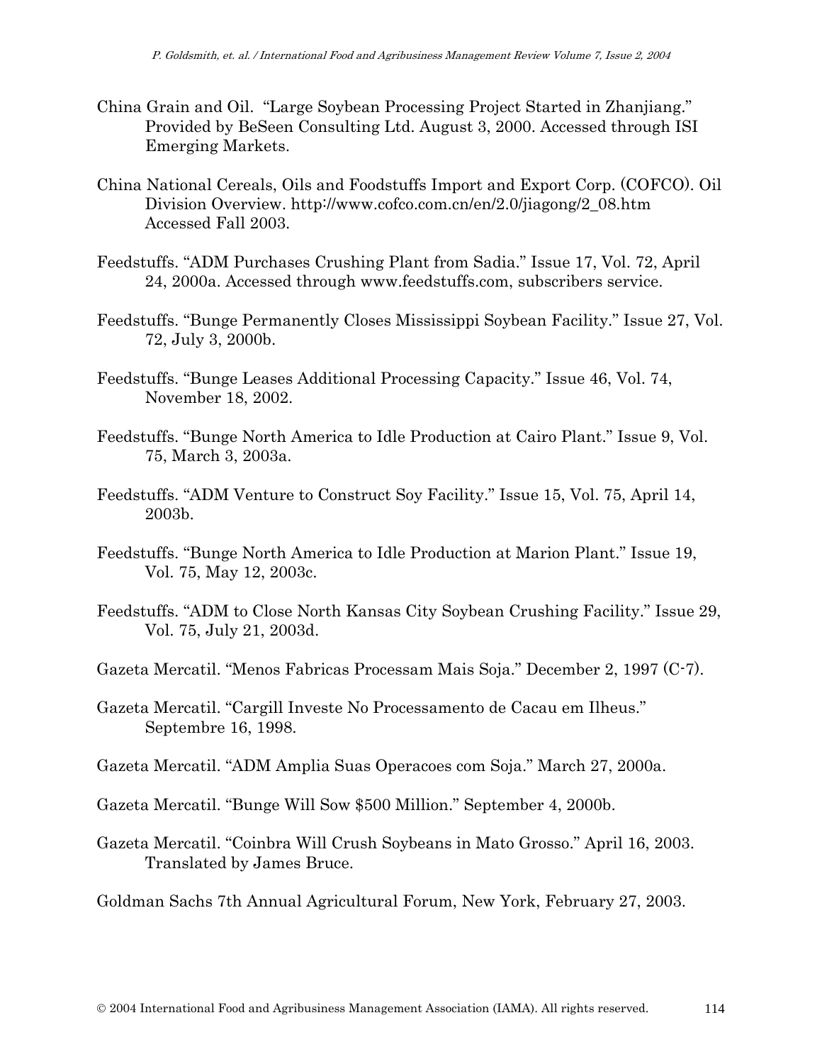China Grain and Oil. "Large Soybean Processing Project Started in Zhanjiang." Provided by BeSeen Consulting Ltd. August 3, 2000. Accessed through ISI Emerging Markets.

China National Cereals, Oils and Foodstuffs Import and Export Corp. (COFCO). Oil Division Overview. http://www.cofco.com.cn/en/2.0/jiagong/2_08.htm Accessed Fall 2003.

Feedstuffs. "ADM Purchases Crushing Plant from Sadia." Issue 17, Vol. 72, April 24, 2000a. Accessed through www.feedstuffs.com, subscribers service.

Feedstuffs. "Bunge Permanently Closes Mississippi Soybean Facility." Issue 27, Vol. 72, July 3, 2000b.

Feedstuffs. "Bunge Leases Additional Processing Capacity." Issue 46, Vol. 74, November 18, 2002.

Feedstuffs. "Bunge North America to Idle Production at Cairo Plant." Issue 9, Vol. 75, March 3, 2003a.

Feedstuffs. "ADM Venture to Construct Soy Facility." Issue 15, Vol. 75, April 14, 2003b.

Feedstuffs. "Bunge North America to Idle Production at Marion Plant." Issue 19, Vol. 75, May 12, 2003c.

Feedstuffs. "ADM to Close North Kansas City Soybean Crushing Facility." Issue 29, Vol. 75, July 21, 2003d.

Gazeta Mercatil. "Menos Fabricas Processam Mais Soja." December 2, 1997 (C-7).

Gazeta Mercatil. "Cargill Investe No Processamento de Cacau em Ilheus." Septembre 16, 1998.

Gazeta Mercatil. "ADM Amplia Suas Operacoes com Soja." March 27, 2000a.

Gazeta Mercatil. "Bunge Will Sow $500 Million." September 4, 2000b.

Gazeta Mercatil. "Coinbra Will Crush Soybeans in Mato Grosso." April 16, 2003. Translated by James Bruce.

Goldman Sachs 7th Annual Agricultural Forum, New York, February 27, 2003.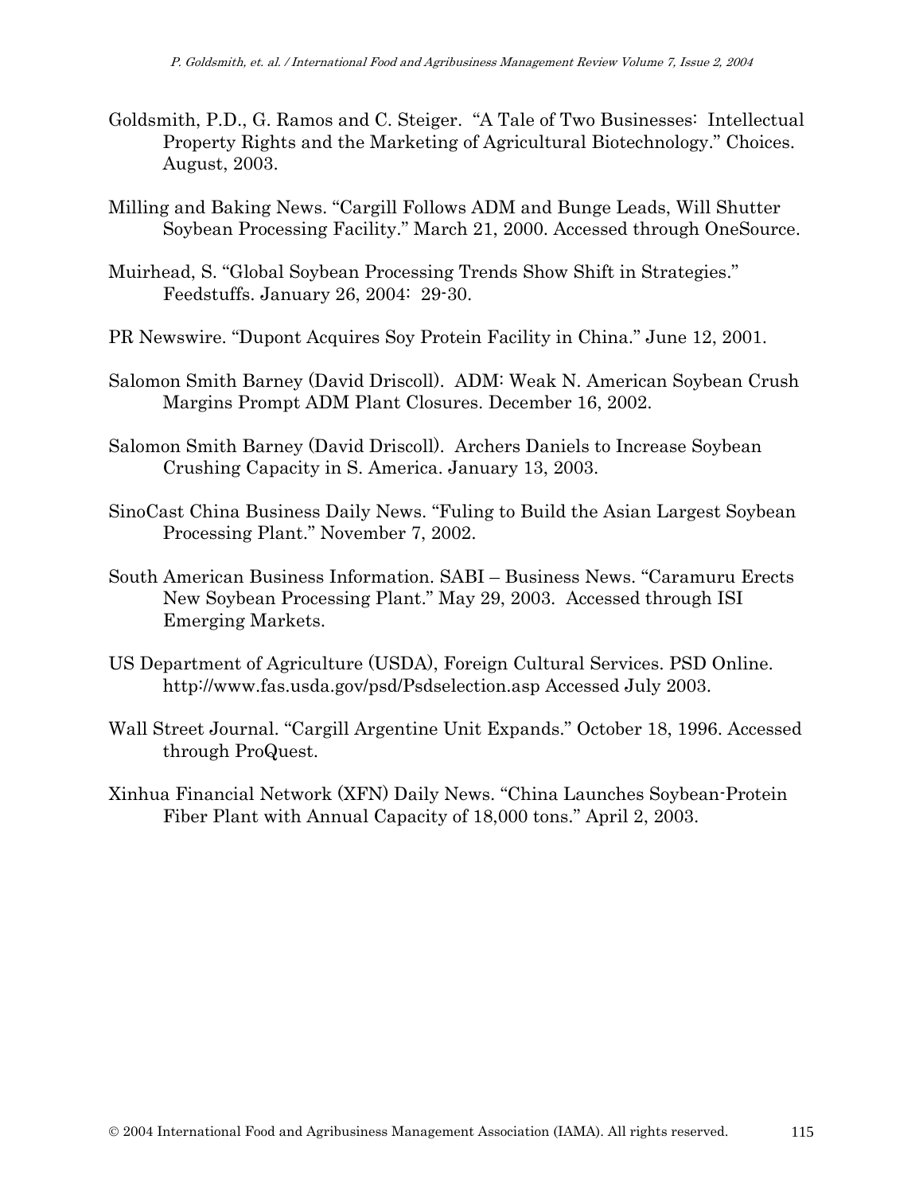Goldsmith, P.D., G. Ramos and C. Steiger. "A Tale of Two Businesses: Intellectual Property Rights and the Marketing of Agricultural Biotechnology." Choices. August, 2003.

Milling and Baking News. "Cargill Follows ADM and Bunge Leads, Will Shutter Soybean Processing Facility." March 21, 2000. Accessed through OneSource.

Muirhead, S. "Global Soybean Processing Trends Show Shift in Strategies." Feedstuffs. January 26, 2004: 29-30.

PR Newswire. "Dupont Acquires Soy Protein Facility in China." June 12, 2001.

Salomon Smith Barney (David Driscoll). ADM: Weak N. American Soybean Crush Margins Prompt ADM Plant Closures. December 16, 2002.

Salomon Smith Barney (David Driscoll). Archers Daniels to Increase Soybean Crushing Capacity in S. America. January 13, 2003.

SinoCast China Business Daily News. "Fuling to Build the Asian Largest Soybean Processing Plant." November 7, 2002.

South American Business Information. SABI – Business News. "Caramuru Erects New Soybean Processing Plant." May 29, 2003. Accessed through ISI Emerging Markets.

US Department of Agriculture (USDA), Foreign Cultural Services. PSD Online. http://www.fas.usda.gov/psd/Psdselection.asp Accessed July 2003.

Wall Street Journal. "Cargill Argentine Unit Expands." October 18, 1996. Accessed through ProQuest.

Xinhua Financial Network (XFN) Daily News. "China Launches Soybean-Protein Fiber Plant with Annual Capacity of 18,000 tons." April 2, 2003.